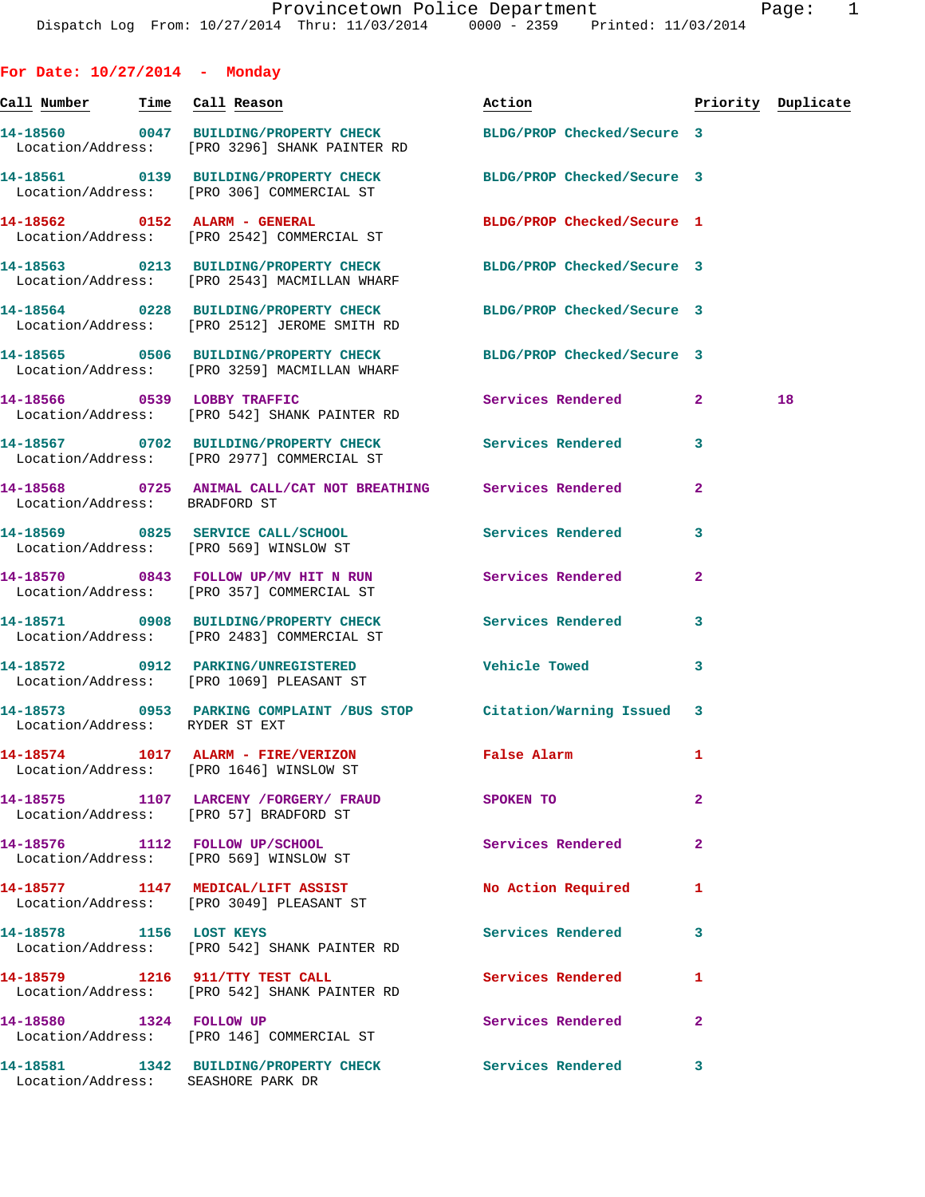Provincetown Police Department
Dispatch Log From: 10/27/2014 Thru: 11/03/2014 0000 - 2359 Printed: 11/03/2014

## For Date: 10/27/2014 - Monday

| Call Number | Time | Call Reason | Action | Priority | Duplicate |
|---|---|---|---|---|---|
| 14-18560 | 0047 | BUILDING/PROPERTY CHECK | BLDG/PROP Checked/Secure | 3 | |
| Location/Address: | | [PRO 3296] SHANK PAINTER RD | | | |
| 14-18561 | 0139 | BUILDING/PROPERTY CHECK | BLDG/PROP Checked/Secure | 3 | |
| Location/Address: | | [PRO 306] COMMERCIAL ST | | | |
| 14-18562 | 0152 | ALARM - GENERAL | BLDG/PROP Checked/Secure | 1 | |
| Location/Address: | | [PRO 2542] COMMERCIAL ST | | | |
| 14-18563 | 0213 | BUILDING/PROPERTY CHECK | BLDG/PROP Checked/Secure | 3 | |
| Location/Address: | | [PRO 2543] MACMILLAN WHARF | | | |
| 14-18564 | 0228 | BUILDING/PROPERTY CHECK | BLDG/PROP Checked/Secure | 3 | |
| Location/Address: | | [PRO 2512] JEROME SMITH RD | | | |
| 14-18565 | 0506 | BUILDING/PROPERTY CHECK | BLDG/PROP Checked/Secure | 3 | |
| Location/Address: | | [PRO 3259] MACMILLAN WHARF | | | |
| 14-18566 | 0539 | LOBBY TRAFFIC | Services Rendered | 2 | 18 |
| Location/Address: | | [PRO 542] SHANK PAINTER RD | | | |
| 14-18567 | 0702 | BUILDING/PROPERTY CHECK | Services Rendered | 3 | |
| Location/Address: | | [PRO 2977] COMMERCIAL ST | | | |
| 14-18568 | 0725 | ANIMAL CALL/CAT NOT BREATHING | Services Rendered | 2 | |
| Location/Address: | | BRADFORD ST | | | |
| 14-18569 | 0825 | SERVICE CALL/SCHOOL | Services Rendered | 3 | |
| Location/Address: | | [PRO 569] WINSLOW ST | | | |
| 14-18570 | 0843 | FOLLOW UP/MV HIT N RUN | Services Rendered | 2 | |
| Location/Address: | | [PRO 357] COMMERCIAL ST | | | |
| 14-18571 | 0908 | BUILDING/PROPERTY CHECK | Services Rendered | 3 | |
| Location/Address: | | [PRO 2483] COMMERCIAL ST | | | |
| 14-18572 | 0912 | PARKING/UNREGISTERED | Vehicle Towed | 3 | |
| Location/Address: | | [PRO 1069] PLEASANT ST | | | |
| 14-18573 | 0953 | PARKING COMPLAINT /BUS STOP | Citation/Warning Issued | 3 | |
| Location/Address: | | RYDER ST EXT | | | |
| 14-18574 | 1017 | ALARM - FIRE/VERIZON | False Alarm | 1 | |
| Location/Address: | | [PRO 1646] WINSLOW ST | | | |
| 14-18575 | 1107 | LARCENY /FORGERY/ FRAUD | SPOKEN TO | 2 | |
| Location/Address: | | [PRO 57] BRADFORD ST | | | |
| 14-18576 | 1112 | FOLLOW UP/SCHOOL | Services Rendered | 2 | |
| Location/Address: | | [PRO 569] WINSLOW ST | | | |
| 14-18577 | 1147 | MEDICAL/LIFT ASSIST | No Action Required | 1 | |
| Location/Address: | | [PRO 3049] PLEASANT ST | | | |
| 14-18578 | 1156 | LOST KEYS | Services Rendered | 3 | |
| Location/Address: | | [PRO 542] SHANK PAINTER RD | | | |
| 14-18579 | 1216 | 911/TTY TEST CALL | Services Rendered | 1 | |
| Location/Address: | | [PRO 542] SHANK PAINTER RD | | | |
| 14-18580 | 1324 | FOLLOW UP | Services Rendered | 2 | |
| Location/Address: | | [PRO 146] COMMERCIAL ST | | | |
| 14-18581 | 1342 | BUILDING/PROPERTY CHECK | Services Rendered | 3 | |
| Location/Address: | | SEASHORE PARK DR | | | |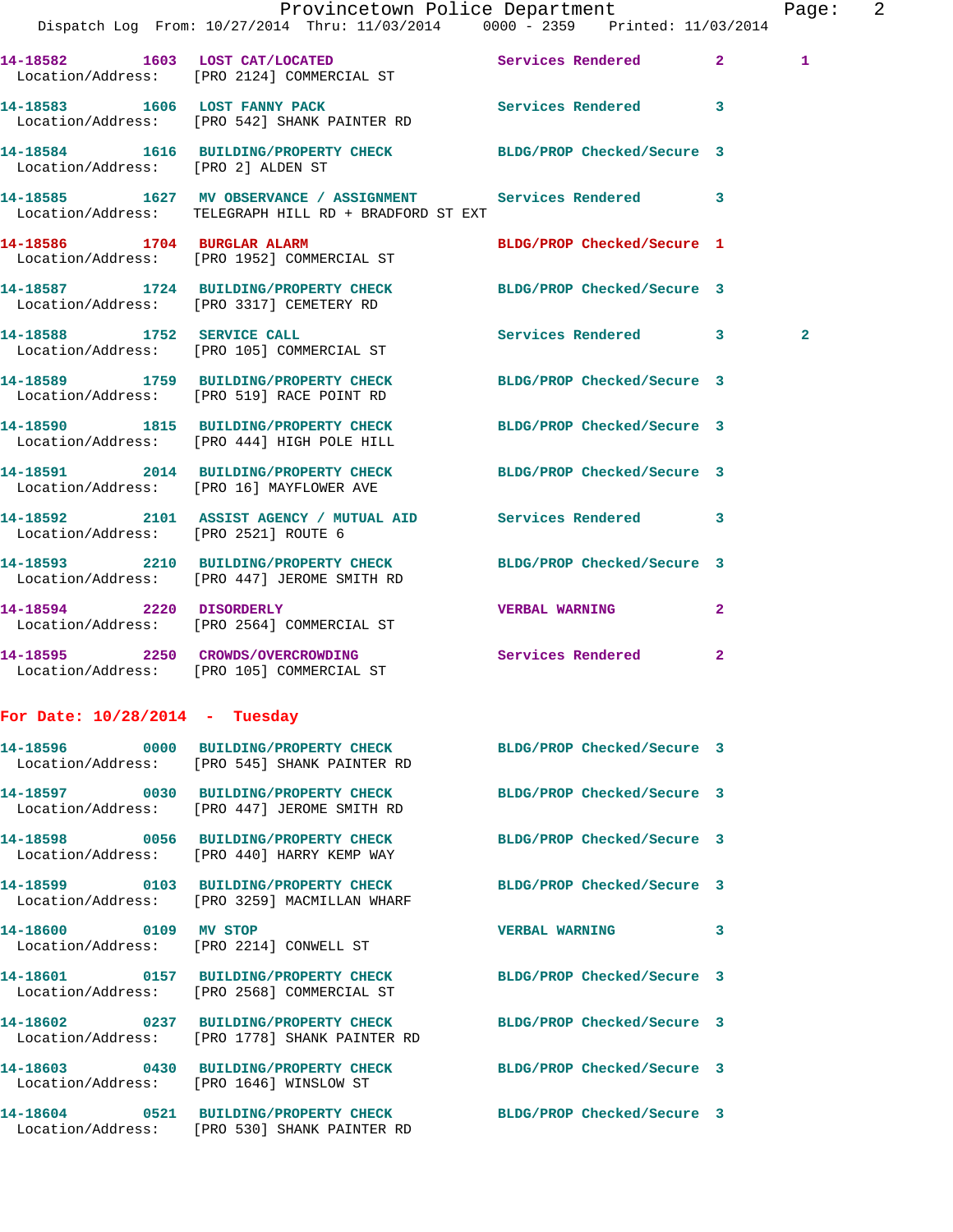| Call Number | Time | Call Reason | Action | Priority | Count |
|---|---|---|---|---|---|
| 14-18582 | 1603 | LOST CAT/LOCATED | Services Rendered | 2 | 1 |
| | | Location/Address: [PRO 2124] COMMERCIAL ST | | | |
| 14-18583 | 1606 | LOST FANNY PACK | Services Rendered | 3 | |
| | | Location/Address: [PRO 542] SHANK PAINTER RD | | | |
| 14-18584 | 1616 | BUILDING/PROPERTY CHECK | BLDG/PROP Checked/Secure | 3 | |
| | | Location/Address: [PRO 2] ALDEN ST | | | |
| 14-18585 | 1627 | MV OBSERVANCE / ASSIGNMENT | Services Rendered | 3 | |
| | | Location/Address: TELEGRAPH HILL RD + BRADFORD ST EXT | | | |
| 14-18586 | 1704 | BURGLAR ALARM | BLDG/PROP Checked/Secure | 1 | |
| | | Location/Address: [PRO 1952] COMMERCIAL ST | | | |
| 14-18587 | 1724 | BUILDING/PROPERTY CHECK | BLDG/PROP Checked/Secure | 3 | |
| | | Location/Address: [PRO 3317] CEMETERY RD | | | |
| 14-18588 | 1752 | SERVICE CALL | Services Rendered | 3 | 2 |
| | | Location/Address: [PRO 105] COMMERCIAL ST | | | |
| 14-18589 | 1759 | BUILDING/PROPERTY CHECK | BLDG/PROP Checked/Secure | 3 | |
| | | Location/Address: [PRO 519] RACE POINT RD | | | |
| 14-18590 | 1815 | BUILDING/PROPERTY CHECK | BLDG/PROP Checked/Secure | 3 | |
| | | Location/Address: [PRO 444] HIGH POLE HILL | | | |
| 14-18591 | 2014 | BUILDING/PROPERTY CHECK | BLDG/PROP Checked/Secure | 3 | |
| | | Location/Address: [PRO 16] MAYFLOWER AVE | | | |
| 14-18592 | 2101 | ASSIST AGENCY / MUTUAL AID | Services Rendered | 3 | |
| | | Location/Address: [PRO 2521] ROUTE 6 | | | |
| 14-18593 | 2210 | BUILDING/PROPERTY CHECK | BLDG/PROP Checked/Secure | 3 | |
| | | Location/Address: [PRO 447] JEROME SMITH RD | | | |
| 14-18594 | 2220 | DISORDERLY | VERBAL WARNING | 2 | |
| | | Location/Address: [PRO 2564] COMMERCIAL ST | | | |
| 14-18595 | 2250 | CROWDS/OVERCROWDING | Services Rendered | 2 | |
| | | Location/Address: [PRO 105] COMMERCIAL ST | | | |

**For Date: 10/28/2014 - Tuesday**

| Call Number | Time | Call Reason | Action | Priority |
|---|---|---|---|---|
| 14-18596 | 0000 | BUILDING/PROPERTY CHECK | BLDG/PROP Checked/Secure | 3 |
| | | Location/Address: [PRO 545] SHANK PAINTER RD | | |
| 14-18597 | 0030 | BUILDING/PROPERTY CHECK | BLDG/PROP Checked/Secure | 3 |
| | | Location/Address: [PRO 447] JEROME SMITH RD | | |
| 14-18598 | 0056 | BUILDING/PROPERTY CHECK | BLDG/PROP Checked/Secure | 3 |
| | | Location/Address: [PRO 440] HARRY KEMP WAY | | |
| 14-18599 | 0103 | BUILDING/PROPERTY CHECK | BLDG/PROP Checked/Secure | 3 |
| | | Location/Address: [PRO 3259] MACMILLAN WHARF | | |
| 14-18600 | 0109 | MV STOP | VERBAL WARNING | 3 |
| | | Location/Address: [PRO 2214] CONWELL ST | | |
| 14-18601 | 0157 | BUILDING/PROPERTY CHECK | BLDG/PROP Checked/Secure | 3 |
| | | Location/Address: [PRO 2568] COMMERCIAL ST | | |
| 14-18602 | 0237 | BUILDING/PROPERTY CHECK | BLDG/PROP Checked/Secure | 3 |
| | | Location/Address: [PRO 1778] SHANK PAINTER RD | | |
| 14-18603 | 0430 | BUILDING/PROPERTY CHECK | BLDG/PROP Checked/Secure | 3 |
| | | Location/Address: [PRO 1646] WINSLOW ST | | |
| 14-18604 | 0521 | BUILDING/PROPERTY CHECK | BLDG/PROP Checked/Secure | 3 |
| | | Location/Address: [PRO 530] SHANK PAINTER RD | | |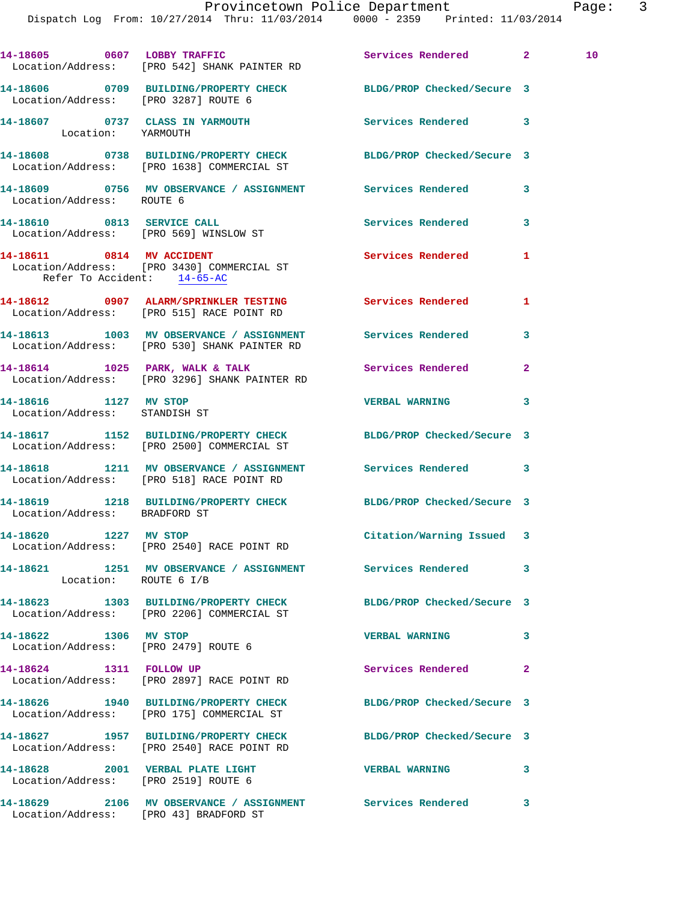14-18605 0607 LOBBY TRAFFIC Services Rendered 2 10
Location/Address: [PRO 542] SHANK PAINTER RD

14-18606 0709 BUILDING/PROPERTY CHECK BLDG/PROP Checked/Secure 3
Location/Address: [PRO 3287] ROUTE 6

14-18607 0737 CLASS IN YARMOUTH Services Rendered 3
Location: YARMOUTH

14-18608 0738 BUILDING/PROPERTY CHECK BLDG/PROP Checked/Secure 3
Location/Address: [PRO 1638] COMMERCIAL ST

14-18609 0756 MV OBSERVANCE / ASSIGNMENT Services Rendered 3
Location/Address: ROUTE 6

14-18610 0813 SERVICE CALL Services Rendered 3
Location/Address: [PRO 569] WINSLOW ST

14-18611 0814 MV ACCIDENT Services Rendered 1
Location/Address: [PRO 3430] COMMERCIAL ST
Refer To Accident: 14-65-AC

14-18612 0907 ALARM/SPRINKLER TESTING Services Rendered 1
Location/Address: [PRO 515] RACE POINT RD

14-18613 1003 MV OBSERVANCE / ASSIGNMENT Services Rendered 3
Location/Address: [PRO 530] SHANK PAINTER RD

14-18614 1025 PARK, WALK & TALK Services Rendered 2
Location/Address: [PRO 3296] SHANK PAINTER RD

14-18616 1127 MV STOP VERBAL WARNING 3
Location/Address: STANDISH ST

14-18617 1152 BUILDING/PROPERTY CHECK BLDG/PROP Checked/Secure 3
Location/Address: [PRO 2500] COMMERCIAL ST

14-18618 1211 MV OBSERVANCE / ASSIGNMENT Services Rendered 3
Location/Address: [PRO 518] RACE POINT RD

14-18619 1218 BUILDING/PROPERTY CHECK BLDG/PROP Checked/Secure 3
Location/Address: BRADFORD ST

14-18620 1227 MV STOP Citation/Warning Issued 3
Location/Address: [PRO 2540] RACE POINT RD

14-18621 1251 MV OBSERVANCE / ASSIGNMENT Services Rendered 3
Location: ROUTE 6 I/B

14-18623 1303 BUILDING/PROPERTY CHECK BLDG/PROP Checked/Secure 3
Location/Address: [PRO 2206] COMMERCIAL ST

14-18622 1306 MV STOP VERBAL WARNING 3
Location/Address: [PRO 2479] ROUTE 6

14-18624 1311 FOLLOW UP Services Rendered 2
Location/Address: [PRO 2897] RACE POINT RD

14-18626 1940 BUILDING/PROPERTY CHECK BLDG/PROP Checked/Secure 3
Location/Address: [PRO 175] COMMERCIAL ST

14-18627 1957 BUILDING/PROPERTY CHECK BLDG/PROP Checked/Secure 3
Location/Address: [PRO 2540] RACE POINT RD

14-18628 2001 VERBAL PLATE LIGHT VERBAL WARNING 3
Location/Address: [PRO 2519] ROUTE 6

14-18629 2106 MV OBSERVANCE / ASSIGNMENT Services Rendered 3
Location/Address: [PRO 43] BRADFORD ST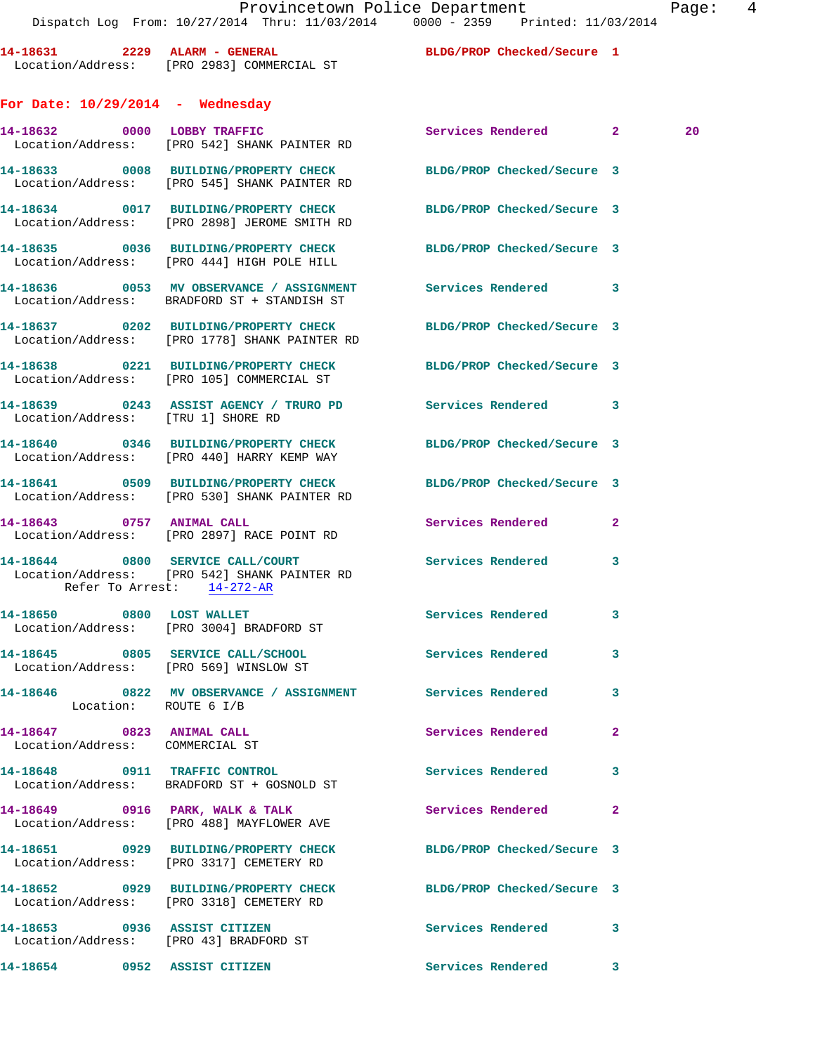14-18631 2229 ALARM - GENERAL BLDG/PROP Checked/Secure 1
Location/Address: [PRO 2983] COMMERCIAL ST

## For Date: 10/29/2014 - Wednesday

14-18632 0000 LOBBY TRAFFIC Services Rendered 2 20
Location/Address: [PRO 542] SHANK PAINTER RD

14-18633 0008 BUILDING/PROPERTY CHECK BLDG/PROP Checked/Secure 3
Location/Address: [PRO 545] SHANK PAINTER RD

14-18634 0017 BUILDING/PROPERTY CHECK BLDG/PROP Checked/Secure 3
Location/Address: [PRO 2898] JEROME SMITH RD

14-18635 0036 BUILDING/PROPERTY CHECK BLDG/PROP Checked/Secure 3
Location/Address: [PRO 444] HIGH POLE HILL

14-18636 0053 MV OBSERVANCE / ASSIGNMENT Services Rendered 3
Location/Address: BRADFORD ST + STANDISH ST

14-18637 0202 BUILDING/PROPERTY CHECK BLDG/PROP Checked/Secure 3
Location/Address: [PRO 1778] SHANK PAINTER RD

14-18638 0221 BUILDING/PROPERTY CHECK BLDG/PROP Checked/Secure 3
Location/Address: [PRO 105] COMMERCIAL ST

14-18639 0243 ASSIST AGENCY / TRURO PD Services Rendered 3
Location/Address: [TRU 1] SHORE RD

14-18640 0346 BUILDING/PROPERTY CHECK BLDG/PROP Checked/Secure 3
Location/Address: [PRO 440] HARRY KEMP WAY

14-18641 0509 BUILDING/PROPERTY CHECK BLDG/PROP Checked/Secure 3
Location/Address: [PRO 530] SHANK PAINTER RD

14-18643 0757 ANIMAL CALL Services Rendered 2
Location/Address: [PRO 2897] RACE POINT RD

14-18644 0800 SERVICE CALL/COURT Services Rendered 3
Location/Address: [PRO 542] SHANK PAINTER RD
Refer To Arrest: 14-272-AR

14-18650 0800 LOST WALLET Services Rendered 3
Location/Address: [PRO 3004] BRADFORD ST

14-18645 0805 SERVICE CALL/SCHOOL Services Rendered 3
Location/Address: [PRO 569] WINSLOW ST

14-18646 0822 MV OBSERVANCE / ASSIGNMENT Services Rendered 3
Location: ROUTE 6 I/B

14-18647 0823 ANIMAL CALL Services Rendered 2
Location/Address: COMMERCIAL ST

14-18648 0911 TRAFFIC CONTROL Services Rendered 3
Location/Address: BRADFORD ST + GOSNOLD ST

14-18649 0916 PARK, WALK & TALK Services Rendered 2
Location/Address: [PRO 488] MAYFLOWER AVE

14-18651 0929 BUILDING/PROPERTY CHECK BLDG/PROP Checked/Secure 3
Location/Address: [PRO 3317] CEMETERY RD

14-18652 0929 BUILDING/PROPERTY CHECK BLDG/PROP Checked/Secure 3
Location/Address: [PRO 3318] CEMETERY RD

14-18653 0936 ASSIST CITIZEN Services Rendered 3
Location/Address: [PRO 43] BRADFORD ST

14-18654 0952 ASSIST CITIZEN Services Rendered 3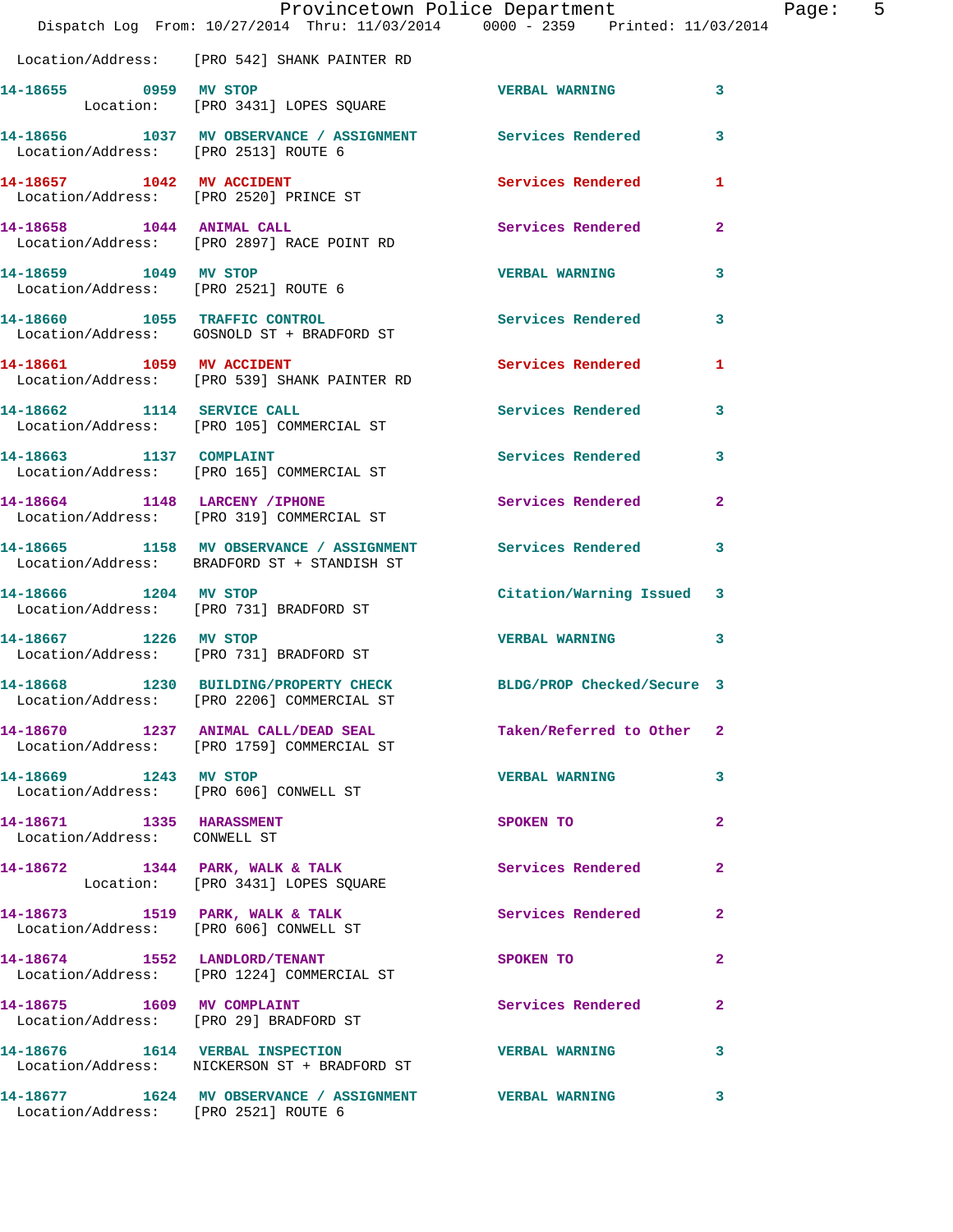Location/Address: [PRO 542] SHANK PAINTER RD

| Call No. | Time | Call Reason | Action | Priority |
|---|---|---|---|---|
| 14-18655 | 0959 | MV STOP | VERBAL WARNING | 3 |
| Location: [PRO 3431] LOPES SQUARE | | | | |
| 14-18656 | 1037 | MV OBSERVANCE / ASSIGNMENT | Services Rendered | 3 |
| Location/Address: [PRO 2513] ROUTE 6 | | | | |
| 14-18657 | 1042 | MV ACCIDENT | Services Rendered | 1 |
| Location/Address: [PRO 2520] PRINCE ST | | | | |
| 14-18658 | 1044 | ANIMAL CALL | Services Rendered | 2 |
| Location/Address: [PRO 2897] RACE POINT RD | | | | |
| 14-18659 | 1049 | MV STOP | VERBAL WARNING | 3 |
| Location/Address: [PRO 2521] ROUTE 6 | | | | |
| 14-18660 | 1055 | TRAFFIC CONTROL | Services Rendered | 3 |
| Location/Address: GOSNOLD ST + BRADFORD ST | | | | |
| 14-18661 | 1059 | MV ACCIDENT | Services Rendered | 1 |
| Location/Address: [PRO 539] SHANK PAINTER RD | | | | |
| 14-18662 | 1114 | SERVICE CALL | Services Rendered | 3 |
| Location/Address: [PRO 105] COMMERCIAL ST | | | | |
| 14-18663 | 1137 | COMPLAINT | Services Rendered | 3 |
| Location/Address: [PRO 165] COMMERCIAL ST | | | | |
| 14-18664 | 1148 | LARCENY /IPHONE | Services Rendered | 2 |
| Location/Address: [PRO 319] COMMERCIAL ST | | | | |
| 14-18665 | 1158 | MV OBSERVANCE / ASSIGNMENT | Services Rendered | 3 |
| Location/Address: BRADFORD ST + STANDISH ST | | | | |
| 14-18666 | 1204 | MV STOP | Citation/Warning Issued | 3 |
| Location/Address: [PRO 731] BRADFORD ST | | | | |
| 14-18667 | 1226 | MV STOP | VERBAL WARNING | 3 |
| Location/Address: [PRO 731] BRADFORD ST | | | | |
| 14-18668 | 1230 | BUILDING/PROPERTY CHECK | BLDG/PROP Checked/Secure | 3 |
| Location/Address: [PRO 2206] COMMERCIAL ST | | | | |
| 14-18670 | 1237 | ANIMAL CALL/DEAD SEAL | Taken/Referred to Other | 2 |
| Location/Address: [PRO 1759] COMMERCIAL ST | | | | |
| 14-18669 | 1243 | MV STOP | VERBAL WARNING | 3 |
| Location/Address: [PRO 606] CONWELL ST | | | | |
| 14-18671 | 1335 | HARASSMENT | SPOKEN TO | 2 |
| Location/Address: CONWELL ST | | | | |
| 14-18672 | 1344 | PARK, WALK & TALK | Services Rendered | 2 |
| Location: [PRO 3431] LOPES SQUARE | | | | |
| 14-18673 | 1519 | PARK, WALK & TALK | Services Rendered | 2 |
| Location/Address: [PRO 606] CONWELL ST | | | | |
| 14-18674 | 1552 | LANDLORD/TENANT | SPOKEN TO | 2 |
| Location/Address: [PRO 1224] COMMERCIAL ST | | | | |
| 14-18675 | 1609 | MV COMPLAINT | Services Rendered | 2 |
| Location/Address: [PRO 29] BRADFORD ST | | | | |
| 14-18676 | 1614 | VERBAL INSPECTION | VERBAL WARNING | 3 |
| Location/Address: NICKERSON ST + BRADFORD ST | | | | |
| 14-18677 | 1624 | MV OBSERVANCE / ASSIGNMENT | VERBAL WARNING | 3 |
| Location/Address: [PRO 2521] ROUTE 6 | | | | |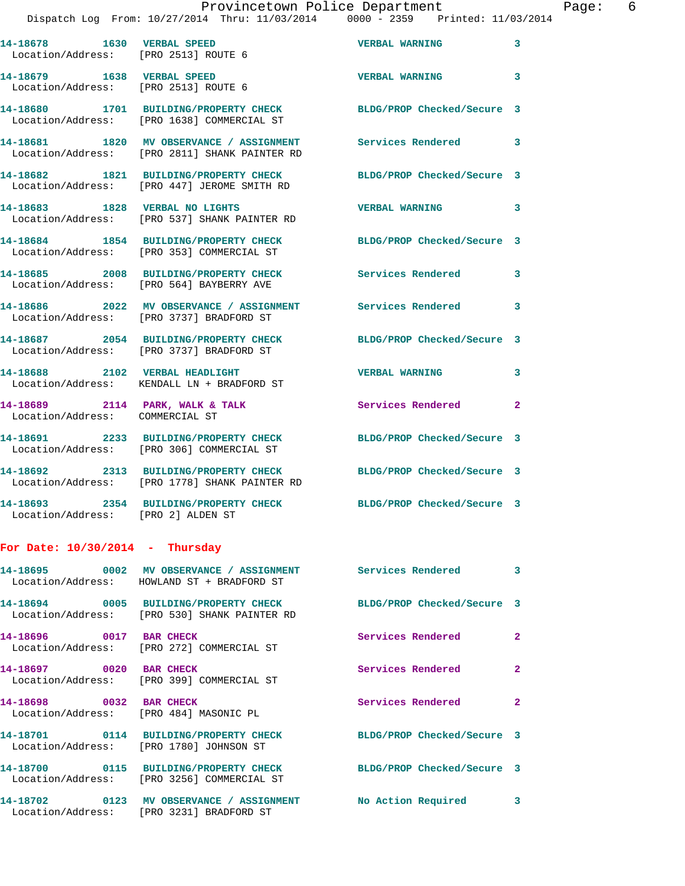14-18678 1630 VERBAL SPEED VERBAL WARNING 3
Location/Address: [PRO 2513] ROUTE 6

14-18679 1638 VERBAL SPEED VERBAL WARNING 3
Location/Address: [PRO 2513] ROUTE 6

14-18680 1701 BUILDING/PROPERTY CHECK BLDG/PROP Checked/Secure 3
Location/Address: [PRO 1638] COMMERCIAL ST

14-18681 1820 MV OBSERVANCE / ASSIGNMENT Services Rendered 3
Location/Address: [PRO 2811] SHANK PAINTER RD

14-18682 1821 BUILDING/PROPERTY CHECK BLDG/PROP Checked/Secure 3
Location/Address: [PRO 447] JEROME SMITH RD

14-18683 1828 VERBAL NO LIGHTS VERBAL WARNING 3
Location/Address: [PRO 537] SHANK PAINTER RD

14-18684 1854 BUILDING/PROPERTY CHECK BLDG/PROP Checked/Secure 3
Location/Address: [PRO 353] COMMERCIAL ST

14-18685 2008 BUILDING/PROPERTY CHECK Services Rendered 3
Location/Address: [PRO 564] BAYBERRY AVE

14-18686 2022 MV OBSERVANCE / ASSIGNMENT Services Rendered 3
Location/Address: [PRO 3737] BRADFORD ST

14-18687 2054 BUILDING/PROPERTY CHECK BLDG/PROP Checked/Secure 3
Location/Address: [PRO 3737] BRADFORD ST

14-18688 2102 VERBAL HEADLIGHT VERBAL WARNING 3
Location/Address: KENDALL LN + BRADFORD ST

14-18689 2114 PARK, WALK & TALK Services Rendered 2
Location/Address: COMMERCIAL ST

14-18691 2233 BUILDING/PROPERTY CHECK BLDG/PROP Checked/Secure 3
Location/Address: [PRO 306] COMMERCIAL ST

14-18692 2313 BUILDING/PROPERTY CHECK BLDG/PROP Checked/Secure 3
Location/Address: [PRO 1778] SHANK PAINTER RD

14-18693 2354 BUILDING/PROPERTY CHECK BLDG/PROP Checked/Secure 3
Location/Address: [PRO 2] ALDEN ST

**For Date: 10/30/2014 - Thursday**

14-18695 0002 MV OBSERVANCE / ASSIGNMENT Services Rendered 3
Location/Address: HOWLAND ST + BRADFORD ST

14-18694 0005 BUILDING/PROPERTY CHECK BLDG/PROP Checked/Secure 3
Location/Address: [PRO 530] SHANK PAINTER RD

14-18696 0017 BAR CHECK Services Rendered 2
Location/Address: [PRO 272] COMMERCIAL ST

14-18697 0020 BAR CHECK Services Rendered 2
Location/Address: [PRO 399] COMMERCIAL ST

14-18698 0032 BAR CHECK Services Rendered 2
Location/Address: [PRO 484] MASONIC PL

14-18701 0114 BUILDING/PROPERTY CHECK BLDG/PROP Checked/Secure 3
Location/Address: [PRO 1780] JOHNSON ST

14-18700 0115 BUILDING/PROPERTY CHECK BLDG/PROP Checked/Secure 3
Location/Address: [PRO 3256] COMMERCIAL ST

14-18702 0123 MV OBSERVANCE / ASSIGNMENT No Action Required 3
Location/Address: [PRO 3231] BRADFORD ST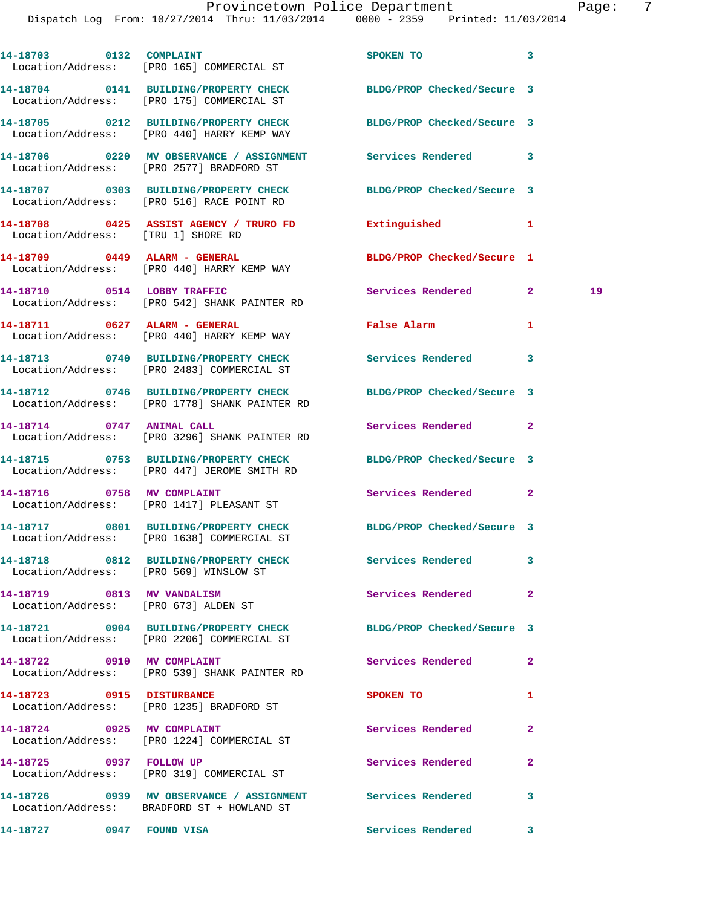| Call Number | Time | Call Reason | Action | Priority | |
|---|---|---|---|---|---|
| 14-18703 | 0132 | COMPLAINT | SPOKEN TO | 3 | |
| Location/Address: | | [PRO 165] COMMERCIAL ST | | | |
| 14-18704 | 0141 | BUILDING/PROPERTY CHECK | BLDG/PROP Checked/Secure | 3 | |
| Location/Address: | | [PRO 175] COMMERCIAL ST | | | |
| 14-18705 | 0212 | BUILDING/PROPERTY CHECK | BLDG/PROP Checked/Secure | 3 | |
| Location/Address: | | [PRO 440] HARRY KEMP WAY | | | |
| 14-18706 | 0220 | MV OBSERVANCE / ASSIGNMENT | Services Rendered | 3 | |
| Location/Address: | | [PRO 2577] BRADFORD ST | | | |
| 14-18707 | 0303 | BUILDING/PROPERTY CHECK | BLDG/PROP Checked/Secure | 3 | |
| Location/Address: | | [PRO 516] RACE POINT RD | | | |
| 14-18708 | 0425 | ASSIST AGENCY / TRURO FD | Extinguished | 1 | |
| Location/Address: | | [TRU 1] SHORE RD | | | |
| 14-18709 | 0449 | ALARM - GENERAL | BLDG/PROP Checked/Secure | 1 | |
| Location/Address: | | [PRO 440] HARRY KEMP WAY | | | |
| 14-18710 | 0514 | LOBBY TRAFFIC | Services Rendered | 2 | 19 |
| Location/Address: | | [PRO 542] SHANK PAINTER RD | | | |
| 14-18711 | 0627 | ALARM - GENERAL | False Alarm | 1 | |
| Location/Address: | | [PRO 440] HARRY KEMP WAY | | | |
| 14-18713 | 0740 | BUILDING/PROPERTY CHECK | Services Rendered | 3 | |
| Location/Address: | | [PRO 2483] COMMERCIAL ST | | | |
| 14-18712 | 0746 | BUILDING/PROPERTY CHECK | BLDG/PROP Checked/Secure | 3 | |
| Location/Address: | | [PRO 1778] SHANK PAINTER RD | | | |
| 14-18714 | 0747 | ANIMAL CALL | Services Rendered | 2 | |
| Location/Address: | | [PRO 3296] SHANK PAINTER RD | | | |
| 14-18715 | 0753 | BUILDING/PROPERTY CHECK | BLDG/PROP Checked/Secure | 3 | |
| Location/Address: | | [PRO 447] JEROME SMITH RD | | | |
| 14-18716 | 0758 | MV COMPLAINT | Services Rendered | 2 | |
| Location/Address: | | [PRO 1417] PLEASANT ST | | | |
| 14-18717 | 0801 | BUILDING/PROPERTY CHECK | BLDG/PROP Checked/Secure | 3 | |
| Location/Address: | | [PRO 1638] COMMERCIAL ST | | | |
| 14-18718 | 0812 | BUILDING/PROPERTY CHECK | Services Rendered | 3 | |
| Location/Address: | | [PRO 569] WINSLOW ST | | | |
| 14-18719 | 0813 | MV VANDALISM | Services Rendered | 2 | |
| Location/Address: | | [PRO 673] ALDEN ST | | | |
| 14-18721 | 0904 | BUILDING/PROPERTY CHECK | BLDG/PROP Checked/Secure | 3 | |
| Location/Address: | | [PRO 2206] COMMERCIAL ST | | | |
| 14-18722 | 0910 | MV COMPLAINT | Services Rendered | 2 | |
| Location/Address: | | [PRO 539] SHANK PAINTER RD | | | |
| 14-18723 | 0915 | DISTURBANCE | SPOKEN TO | 1 | |
| Location/Address: | | [PRO 1235] BRADFORD ST | | | |
| 14-18724 | 0925 | MV COMPLAINT | Services Rendered | 2 | |
| Location/Address: | | [PRO 1224] COMMERCIAL ST | | | |
| 14-18725 | 0937 | FOLLOW UP | Services Rendered | 2 | |
| Location/Address: | | [PRO 319] COMMERCIAL ST | | | |
| 14-18726 | 0939 | MV OBSERVANCE / ASSIGNMENT | Services Rendered | 3 | |
| Location/Address: | | BRADFORD ST + HOWLAND ST | | | |
| 14-18727 | 0947 | FOUND VISA | Services Rendered | 3 | |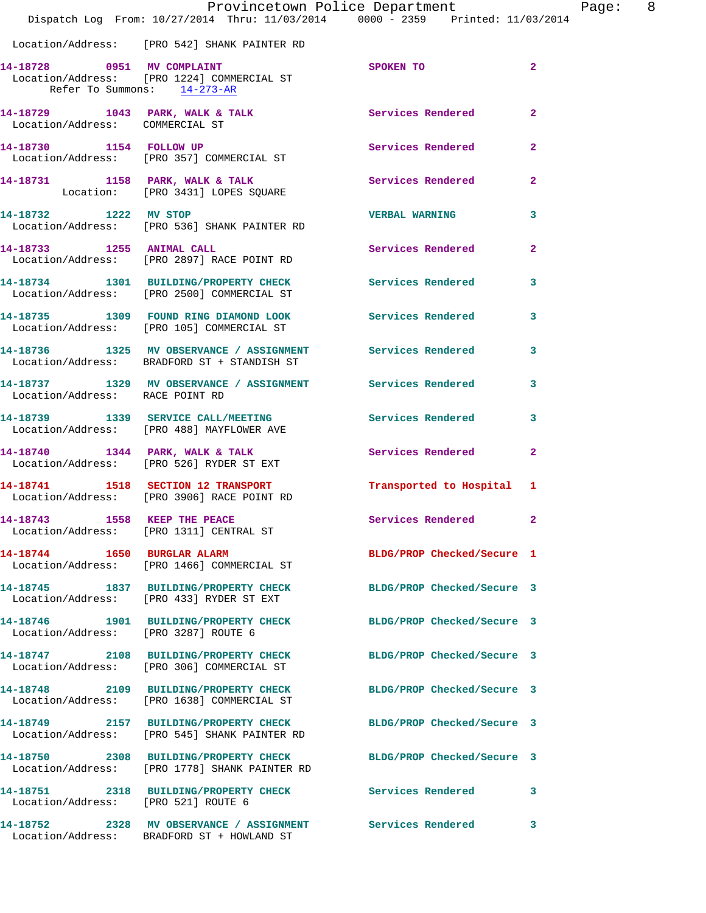Location/Address: [PRO 542] SHANK PAINTER RD

**14-18728** 0951 **MV COMPLAINT** SPOKEN TO 2
Location/Address: [PRO 1224] COMMERCIAL ST
Refer To Summons: 14-273-AR

**14-18729** 1043 **PARK, WALK & TALK** Services Rendered 2
Location/Address: COMMERCIAL ST

**14-18730** 1154 **FOLLOW UP** Services Rendered 2
Location/Address: [PRO 357] COMMERCIAL ST

**14-18731** 1158 **PARK, WALK & TALK** Services Rendered 2
Location: [PRO 3431] LOPES SQUARE

**14-18732** 1222 **MV STOP** VERBAL WARNING 3
Location/Address: [PRO 536] SHANK PAINTER RD

**14-18733** 1255 **ANIMAL CALL** Services Rendered 2
Location/Address: [PRO 2897] RACE POINT RD

**14-18734** 1301 **BUILDING/PROPERTY CHECK** Services Rendered 3
Location/Address: [PRO 2500] COMMERCIAL ST

**14-18735** 1309 **FOUND RING DIAMOND LOOK** Services Rendered 3
Location/Address: [PRO 105] COMMERCIAL ST

**14-18736** 1325 **MV OBSERVANCE / ASSIGNMENT** Services Rendered 3
Location/Address: BRADFORD ST + STANDISH ST

**14-18737** 1329 **MV OBSERVANCE / ASSIGNMENT** Services Rendered 3
Location/Address: RACE POINT RD

**14-18739** 1339 **SERVICE CALL/MEETING** Services Rendered 3
Location/Address: [PRO 488] MAYFLOWER AVE

**14-18740** 1344 **PARK, WALK & TALK** Services Rendered 2
Location/Address: [PRO 526] RYDER ST EXT

**14-18741** 1518 **SECTION 12 TRANSPORT** Transported to Hospital 1
Location/Address: [PRO 3906] RACE POINT RD

**14-18743** 1558 **KEEP THE PEACE** Services Rendered 2
Location/Address: [PRO 1311] CENTRAL ST

**14-18744** 1650 **BURGLAR ALARM** BLDG/PROP Checked/Secure 1
Location/Address: [PRO 1466] COMMERCIAL ST

**14-18745** 1837 **BUILDING/PROPERTY CHECK** BLDG/PROP Checked/Secure 3
Location/Address: [PRO 433] RYDER ST EXT

**14-18746** 1901 **BUILDING/PROPERTY CHECK** BLDG/PROP Checked/Secure 3
Location/Address: [PRO 3287] ROUTE 6

**14-18747** 2108 **BUILDING/PROPERTY CHECK** BLDG/PROP Checked/Secure 3
Location/Address: [PRO 306] COMMERCIAL ST

**14-18748** 2109 **BUILDING/PROPERTY CHECK** BLDG/PROP Checked/Secure 3
Location/Address: [PRO 1638] COMMERCIAL ST

**14-18749** 2157 **BUILDING/PROPERTY CHECK** BLDG/PROP Checked/Secure 3
Location/Address: [PRO 545] SHANK PAINTER RD

**14-18750** 2308 **BUILDING/PROPERTY CHECK** BLDG/PROP Checked/Secure 3
Location/Address: [PRO 1778] SHANK PAINTER RD

**14-18751** 2318 **BUILDING/PROPERTY CHECK** Services Rendered 3
Location/Address: [PRO 521] ROUTE 6

**14-18752** 2328 **MV OBSERVANCE / ASSIGNMENT** Services Rendered 3
Location/Address: BRADFORD ST + HOWLAND ST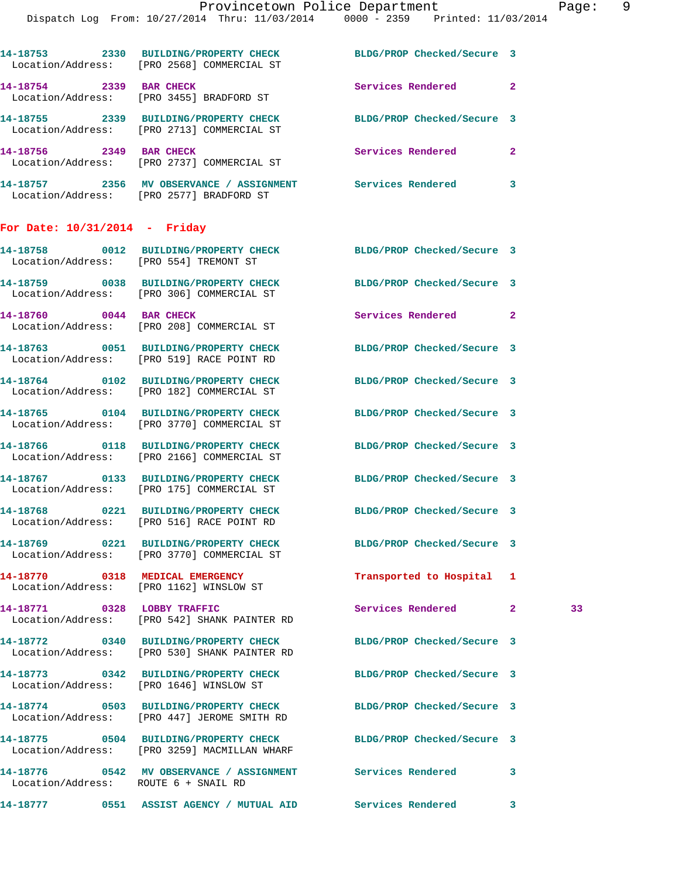14-18753 2330 BUILDING/PROPERTY CHECK BLDG/PROP Checked/Secure 3
Location/Address: [PRO 2568] COMMERCIAL ST

14-18754 2339 BAR CHECK Services Rendered 2
Location/Address: [PRO 3455] BRADFORD ST

14-18755 2339 BUILDING/PROPERTY CHECK BLDG/PROP Checked/Secure 3
Location/Address: [PRO 2713] COMMERCIAL ST

14-18756 2349 BAR CHECK Services Rendered 2
Location/Address: [PRO 2737] COMMERCIAL ST

14-18757 2356 MV OBSERVANCE / ASSIGNMENT Services Rendered 3
Location/Address: [PRO 2577] BRADFORD ST

## For Date: 10/31/2014 - Friday

14-18758 0012 BUILDING/PROPERTY CHECK BLDG/PROP Checked/Secure 3
Location/Address: [PRO 554] TREMONT ST

14-18759 0038 BUILDING/PROPERTY CHECK BLDG/PROP Checked/Secure 3
Location/Address: [PRO 306] COMMERCIAL ST

14-18760 0044 BAR CHECK Services Rendered 2
Location/Address: [PRO 208] COMMERCIAL ST

14-18763 0051 BUILDING/PROPERTY CHECK BLDG/PROP Checked/Secure 3
Location/Address: [PRO 519] RACE POINT RD

14-18764 0102 BUILDING/PROPERTY CHECK BLDG/PROP Checked/Secure 3
Location/Address: [PRO 182] COMMERCIAL ST

14-18765 0104 BUILDING/PROPERTY CHECK BLDG/PROP Checked/Secure 3
Location/Address: [PRO 3770] COMMERCIAL ST

14-18766 0118 BUILDING/PROPERTY CHECK BLDG/PROP Checked/Secure 3
Location/Address: [PRO 2166] COMMERCIAL ST

14-18767 0133 BUILDING/PROPERTY CHECK BLDG/PROP Checked/Secure 3
Location/Address: [PRO 175] COMMERCIAL ST

14-18768 0221 BUILDING/PROPERTY CHECK BLDG/PROP Checked/Secure 3
Location/Address: [PRO 516] RACE POINT RD

14-18769 0221 BUILDING/PROPERTY CHECK BLDG/PROP Checked/Secure 3
Location/Address: [PRO 3770] COMMERCIAL ST

14-18770 0318 MEDICAL EMERGENCY Transported to Hospital 1
Location/Address: [PRO 1162] WINSLOW ST

14-18771 0328 LOBBY TRAFFIC Services Rendered 2 33
Location/Address: [PRO 542] SHANK PAINTER RD

14-18772 0340 BUILDING/PROPERTY CHECK BLDG/PROP Checked/Secure 3
Location/Address: [PRO 530] SHANK PAINTER RD

14-18773 0342 BUILDING/PROPERTY CHECK BLDG/PROP Checked/Secure 3
Location/Address: [PRO 1646] WINSLOW ST

14-18774 0503 BUILDING/PROPERTY CHECK BLDG/PROP Checked/Secure 3
Location/Address: [PRO 447] JEROME SMITH RD

14-18775 0504 BUILDING/PROPERTY CHECK BLDG/PROP Checked/Secure 3
Location/Address: [PRO 3259] MACMILLAN WHARF

14-18776 0542 MV OBSERVANCE / ASSIGNMENT Services Rendered 3
Location/Address: ROUTE 6 + SNAIL RD

14-18777 0551 ASSIST AGENCY / MUTUAL AID Services Rendered 3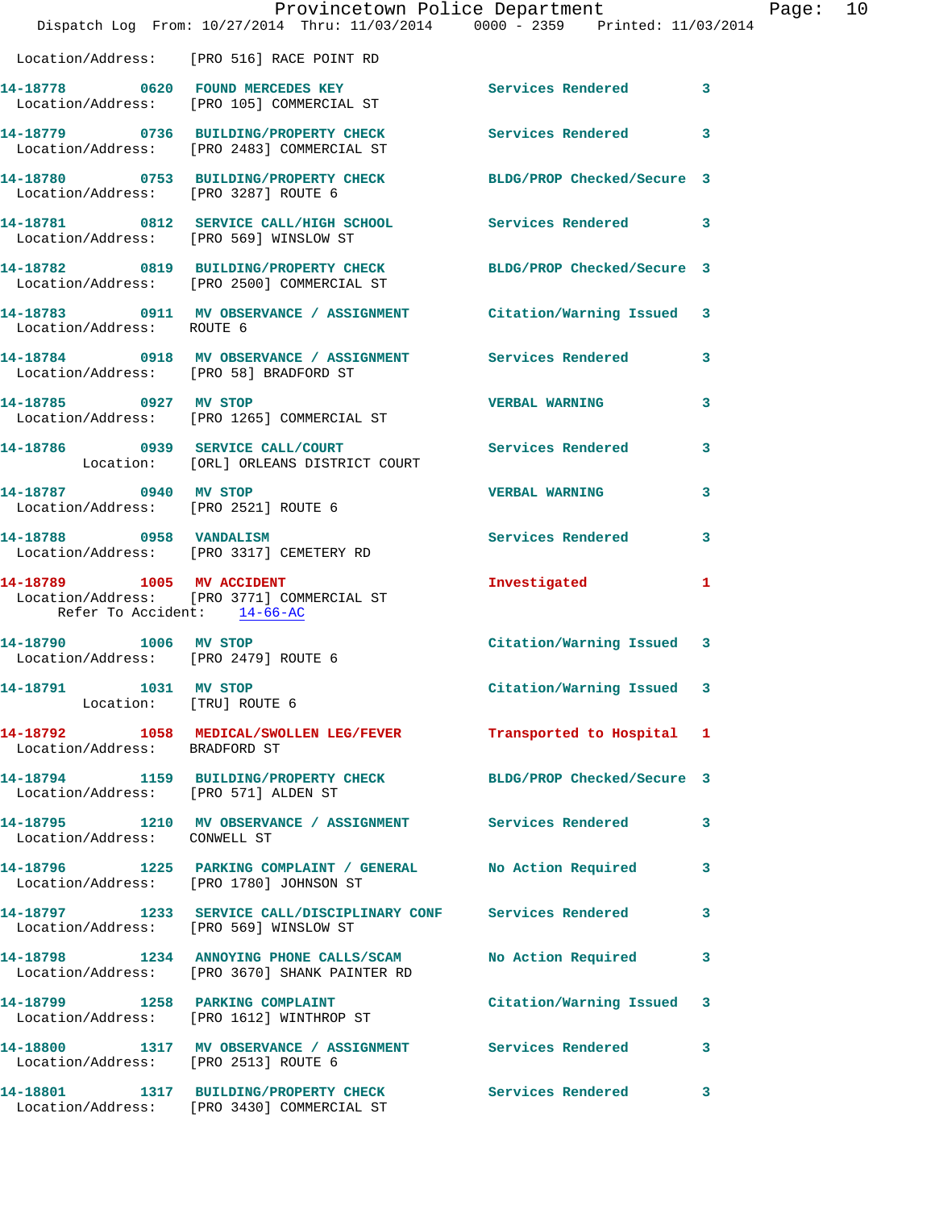Location/Address: [PRO 516] RACE POINT RD

**14-18778** 0620 FOUND MERCEDES KEY — Services Rendered 3
Location/Address: [PRO 105] COMMERCIAL ST

**14-18779** 0736 BUILDING/PROPERTY CHECK — Services Rendered 3
Location/Address: [PRO 2483] COMMERCIAL ST

**14-18780** 0753 BUILDING/PROPERTY CHECK — BLDG/PROP Checked/Secure 3
Location/Address: [PRO 3287] ROUTE 6

**14-18781** 0812 SERVICE CALL/HIGH SCHOOL — Services Rendered 3
Location/Address: [PRO 569] WINSLOW ST

**14-18782** 0819 BUILDING/PROPERTY CHECK — BLDG/PROP Checked/Secure 3
Location/Address: [PRO 2500] COMMERCIAL ST

**14-18783** 0911 MV OBSERVANCE / ASSIGNMENT — Citation/Warning Issued 3
Location/Address: ROUTE 6

**14-18784** 0918 MV OBSERVANCE / ASSIGNMENT — Services Rendered 3
Location/Address: [PRO 58] BRADFORD ST

**14-18785** 0927 MV STOP — VERBAL WARNING 3
Location/Address: [PRO 1265] COMMERCIAL ST

**14-18786** 0939 SERVICE CALL/COURT — Services Rendered 3
Location: [ORL] ORLEANS DISTRICT COURT

**14-18787** 0940 MV STOP — VERBAL WARNING 3
Location/Address: [PRO 2521] ROUTE 6

**14-18788** 0958 VANDALISM — Services Rendered 3
Location/Address: [PRO 3317] CEMETERY RD

**14-18789** 1005 MV ACCIDENT — Investigated 1
Location/Address: [PRO 3771] COMMERCIAL ST
Refer To Accident: 14-66-AC

**14-18790** 1006 MV STOP — Citation/Warning Issued 3
Location/Address: [PRO 2479] ROUTE 6

**14-18791** 1031 MV STOP — Citation/Warning Issued 3
Location: [TRU] ROUTE 6

**14-18792** 1058 MEDICAL/SWOLLEN LEG/FEVER — Transported to Hospital 1
Location/Address: BRADFORD ST

**14-18794** 1159 BUILDING/PROPERTY CHECK — BLDG/PROP Checked/Secure 3
Location/Address: [PRO 571] ALDEN ST

**14-18795** 1210 MV OBSERVANCE / ASSIGNMENT — Services Rendered 3
Location/Address: CONWELL ST

**14-18796** 1225 PARKING COMPLAINT / GENERAL — No Action Required 3
Location/Address: [PRO 1780] JOHNSON ST

**14-18797** 1233 SERVICE CALL/DISCIPLINARY CONF — Services Rendered 3
Location/Address: [PRO 569] WINSLOW ST

**14-18798** 1234 ANNOYING PHONE CALLS/SCAM — No Action Required 3
Location/Address: [PRO 3670] SHANK PAINTER RD

**14-18799** 1258 PARKING COMPLAINT — Citation/Warning Issued 3
Location/Address: [PRO 1612] WINTHROP ST

**14-18800** 1317 MV OBSERVANCE / ASSIGNMENT — Services Rendered 3
Location/Address: [PRO 2513] ROUTE 6

**14-18801** 1317 BUILDING/PROPERTY CHECK — Services Rendered 3
Location/Address: [PRO 3430] COMMERCIAL ST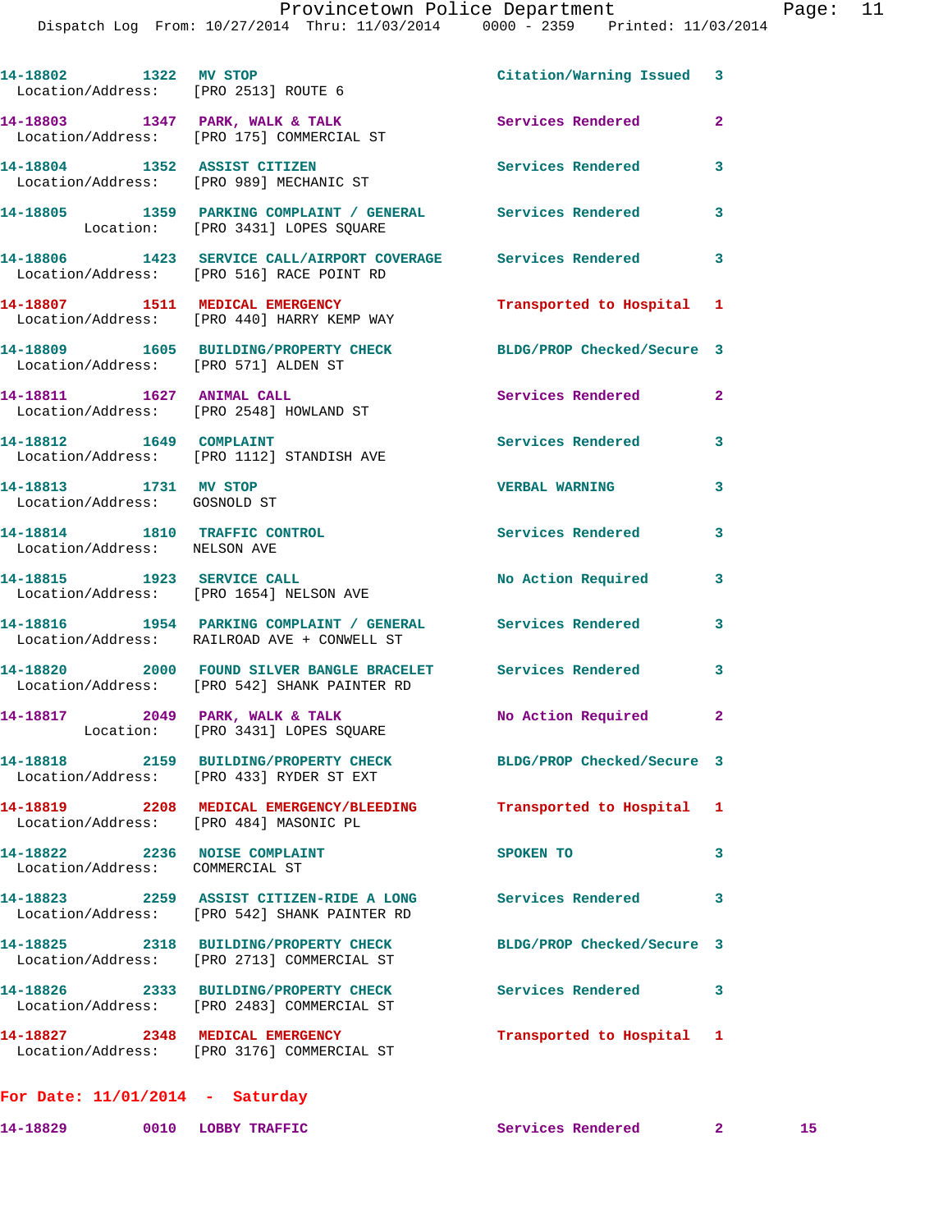14-18802 1322 MV STOP Citation/Warning Issued 3
Location/Address: [PRO 2513] ROUTE 6

14-18803 1347 PARK, WALK & TALK Services Rendered 2
Location/Address: [PRO 175] COMMERCIAL ST

14-18804 1352 ASSIST CITIZEN Services Rendered 3
Location/Address: [PRO 989] MECHANIC ST

14-18805 1359 PARKING COMPLAINT / GENERAL Services Rendered 3
Location: [PRO 3431] LOPES SQUARE

14-18806 1423 SERVICE CALL/AIRPORT COVERAGE Services Rendered 3
Location/Address: [PRO 516] RACE POINT RD

14-18807 1511 MEDICAL EMERGENCY Transported to Hospital 1
Location/Address: [PRO 440] HARRY KEMP WAY

14-18809 1605 BUILDING/PROPERTY CHECK BLDG/PROP Checked/Secure 3
Location/Address: [PRO 571] ALDEN ST

14-18811 1627 ANIMAL CALL Services Rendered 2
Location/Address: [PRO 2548] HOWLAND ST

14-18812 1649 COMPLAINT Services Rendered 3
Location/Address: [PRO 1112] STANDISH AVE

14-18813 1731 MV STOP VERBAL WARNING 3
Location/Address: GOSNOLD ST

14-18814 1810 TRAFFIC CONTROL Services Rendered 3
Location/Address: NELSON AVE

14-18815 1923 SERVICE CALL No Action Required 3
Location/Address: [PRO 1654] NELSON AVE

14-18816 1954 PARKING COMPLAINT / GENERAL Services Rendered 3
Location/Address: RAILROAD AVE + CONWELL ST

14-18820 2000 FOUND SILVER BANGLE BRACELET Services Rendered 3
Location/Address: [PRO 542] SHANK PAINTER RD

14-18817 2049 PARK, WALK & TALK No Action Required 2
Location: [PRO 3431] LOPES SQUARE

14-18818 2159 BUILDING/PROPERTY CHECK BLDG/PROP Checked/Secure 3
Location/Address: [PRO 433] RYDER ST EXT

14-18819 2208 MEDICAL EMERGENCY/BLEEDING Transported to Hospital 1
Location/Address: [PRO 484] MASONIC PL

14-18822 2236 NOISE COMPLAINT SPOKEN TO 3
Location/Address: COMMERCIAL ST

14-18823 2259 ASSIST CITIZEN-RIDE A LONG Services Rendered 3
Location/Address: [PRO 542] SHANK PAINTER RD

14-18825 2318 BUILDING/PROPERTY CHECK BLDG/PROP Checked/Secure 3
Location/Address: [PRO 2713] COMMERCIAL ST

14-18826 2333 BUILDING/PROPERTY CHECK Services Rendered 3
Location/Address: [PRO 2483] COMMERCIAL ST

14-18827 2348 MEDICAL EMERGENCY Transported to Hospital 1
Location/Address: [PRO 3176] COMMERCIAL ST

**For Date: 11/01/2014 - Saturday**

14-18829 0010 LOBBY TRAFFIC Services Rendered 2 15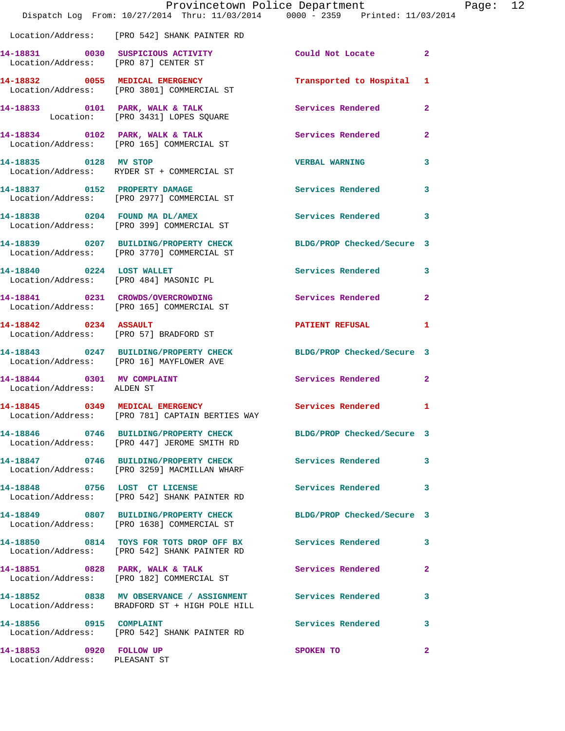Location/Address: [PRO 542] SHANK PAINTER RD

| Call # | Time | Call Type | Disposition | Priority |
|---|---|---|---|---|
| 14-18831 | 0030 | SUSPICIOUS ACTIVITY | Could Not Locate | 2 |
| Location/Address: [PRO 87] CENTER ST | | | | |
| 14-18832 | 0055 | MEDICAL EMERGENCY | Transported to Hospital | 1 |
| Location/Address: [PRO 3801] COMMERCIAL ST | | | | |
| 14-18833 | 0101 | PARK, WALK & TALK | Services Rendered | 2 |
| Location: [PRO 3431] LOPES SQUARE | | | | |
| 14-18834 | 0102 | PARK, WALK & TALK | Services Rendered | 2 |
| Location/Address: [PRO 165] COMMERCIAL ST | | | | |
| 14-18835 | 0128 | MV STOP | VERBAL WARNING | 3 |
| Location/Address: RYDER ST + COMMERCIAL ST | | | | |
| 14-18837 | 0152 | PROPERTY DAMAGE | Services Rendered | 3 |
| Location/Address: [PRO 2977] COMMERCIAL ST | | | | |
| 14-18838 | 0204 | FOUND MA DL/AMEX | Services Rendered | 3 |
| Location/Address: [PRO 399] COMMERCIAL ST | | | | |
| 14-18839 | 0207 | BUILDING/PROPERTY CHECK | BLDG/PROP Checked/Secure | 3 |
| Location/Address: [PRO 3770] COMMERCIAL ST | | | | |
| 14-18840 | 0224 | LOST WALLET | Services Rendered | 3 |
| Location/Address: [PRO 484] MASONIC PL | | | | |
| 14-18841 | 0231 | CROWDS/OVERCROWDING | Services Rendered | 2 |
| Location/Address: [PRO 165] COMMERCIAL ST | | | | |
| 14-18842 | 0234 | ASSAULT | PATIENT REFUSAL | 1 |
| Location/Address: [PRO 57] BRADFORD ST | | | | |
| 14-18843 | 0247 | BUILDING/PROPERTY CHECK | BLDG/PROP Checked/Secure | 3 |
| Location/Address: [PRO 16] MAYFLOWER AVE | | | | |
| 14-18844 | 0301 | MV COMPLAINT | Services Rendered | 2 |
| Location/Address: ALDEN ST | | | | |
| 14-18845 | 0349 | MEDICAL EMERGENCY | Services Rendered | 1 |
| Location/Address: [PRO 781] CAPTAIN BERTIES WAY | | | | |
| 14-18846 | 0746 | BUILDING/PROPERTY CHECK | BLDG/PROP Checked/Secure | 3 |
| Location/Address: [PRO 447] JEROME SMITH RD | | | | |
| 14-18847 | 0746 | BUILDING/PROPERTY CHECK | Services Rendered | 3 |
| Location/Address: [PRO 3259] MACMILLAN WHARF | | | | |
| 14-18848 | 0756 | LOST CT LICENSE | Services Rendered | 3 |
| Location/Address: [PRO 542] SHANK PAINTER RD | | | | |
| 14-18849 | 0807 | BUILDING/PROPERTY CHECK | BLDG/PROP Checked/Secure | 3 |
| Location/Address: [PRO 1638] COMMERCIAL ST | | | | |
| 14-18850 | 0814 | TOYS FOR TOTS DROP OFF BX | Services Rendered | 3 |
| Location/Address: [PRO 542] SHANK PAINTER RD | | | | |
| 14-18851 | 0828 | PARK, WALK & TALK | Services Rendered | 2 |
| Location/Address: [PRO 182] COMMERCIAL ST | | | | |
| 14-18852 | 0838 | MV OBSERVANCE / ASSIGNMENT | Services Rendered | 3 |
| Location/Address: BRADFORD ST + HIGH POLE HILL | | | | |
| 14-18856 | 0915 | COMPLAINT | Services Rendered | 3 |
| Location/Address: [PRO 542] SHANK PAINTER RD | | | | |
| 14-18853 | 0920 | FOLLOW UP | SPOKEN TO | 2 |
| Location/Address: PLEASANT ST | | | | |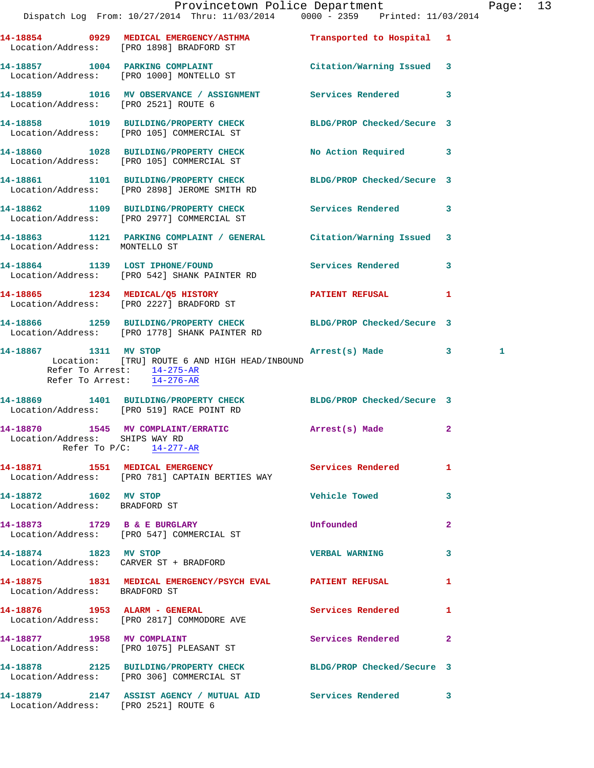14-18854 0929 MEDICAL EMERGENCY/ASTHMA Transported to Hospital 1
Location/Address: [PRO 1898] BRADFORD ST

14-18857 1004 PARKING COMPLAINT Citation/Warning Issued 3
Location/Address: [PRO 1000] MONTELLO ST

14-18859 1016 MV OBSERVANCE / ASSIGNMENT Services Rendered 3
Location/Address: [PRO 2521] ROUTE 6

14-18858 1019 BUILDING/PROPERTY CHECK BLDG/PROP Checked/Secure 3
Location/Address: [PRO 105] COMMERCIAL ST

14-18860 1028 BUILDING/PROPERTY CHECK No Action Required 3
Location/Address: [PRO 105] COMMERCIAL ST

14-18861 1101 BUILDING/PROPERTY CHECK BLDG/PROP Checked/Secure 3
Location/Address: [PRO 2898] JEROME SMITH RD

14-18862 1109 BUILDING/PROPERTY CHECK Services Rendered 3
Location/Address: [PRO 2977] COMMERCIAL ST

14-18863 1121 PARKING COMPLAINT / GENERAL Citation/Warning Issued 3
Location/Address: MONTELLO ST

14-18864 1139 LOST IPHONE/FOUND Services Rendered 3
Location/Address: [PRO 542] SHANK PAINTER RD

14-18865 1234 MEDICAL/Q5 HISTORY PATIENT REFUSAL 1
Location/Address: [PRO 2227] BRADFORD ST

14-18866 1259 BUILDING/PROPERTY CHECK BLDG/PROP Checked/Secure 3
Location/Address: [PRO 1778] SHANK PAINTER RD

14-18867 1311 MV STOP Arrest(s) Made 3 1
Location: [TRU] ROUTE 6 AND HIGH HEAD/INBOUND
Refer To Arrest: 14-275-AR
Refer To Arrest: 14-276-AR

14-18869 1401 BUILDING/PROPERTY CHECK BLDG/PROP Checked/Secure 3
Location/Address: [PRO 519] RACE POINT RD

14-18870 1545 MV COMPLAINT/ERRATIC Arrest(s) Made 2
Location/Address: SHIPS WAY RD
Refer To P/C: 14-277-AR

14-18871 1551 MEDICAL EMERGENCY Services Rendered 1
Location/Address: [PRO 781] CAPTAIN BERTIES WAY

14-18872 1602 MV STOP Vehicle Towed 3
Location/Address: BRADFORD ST

14-18873 1729 B & E BURGLARY Unfounded 2
Location/Address: [PRO 547] COMMERCIAL ST

14-18874 1823 MV STOP VERBAL WARNING 3
Location/Address: CARVER ST + BRADFORD

14-18875 1831 MEDICAL EMERGENCY/PSYCH EVAL PATIENT REFUSAL 1
Location/Address: BRADFORD ST

14-18876 1953 ALARM - GENERAL Services Rendered 1
Location/Address: [PRO 2817] COMMODORE AVE

14-18877 1958 MV COMPLAINT Services Rendered 2
Location/Address: [PRO 1075] PLEASANT ST

14-18878 2125 BUILDING/PROPERTY CHECK BLDG/PROP Checked/Secure 3
Location/Address: [PRO 306] COMMERCIAL ST

14-18879 2147 ASSIST AGENCY / MUTUAL AID Services Rendered 3
Location/Address: [PRO 2521] ROUTE 6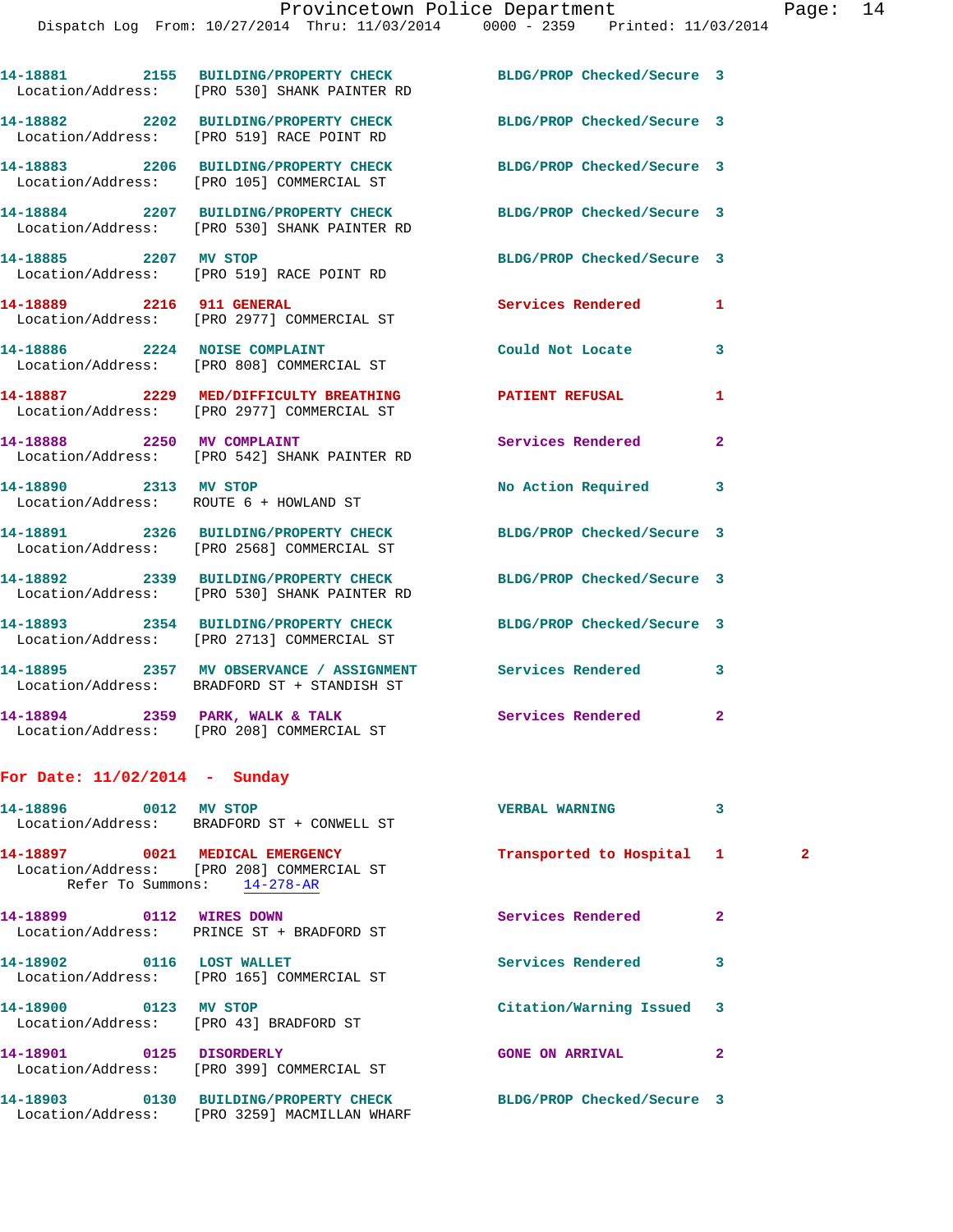14-18881 2155 BUILDING/PROPERTY CHECK BLDG/PROP Checked/Secure 3
Location/Address: [PRO 530] SHANK PAINTER RD

14-18882 2202 BUILDING/PROPERTY CHECK BLDG/PROP Checked/Secure 3
Location/Address: [PRO 519] RACE POINT RD

14-18883 2206 BUILDING/PROPERTY CHECK BLDG/PROP Checked/Secure 3
Location/Address: [PRO 105] COMMERCIAL ST

14-18884 2207 BUILDING/PROPERTY CHECK BLDG/PROP Checked/Secure 3
Location/Address: [PRO 530] SHANK PAINTER RD

14-18885 2207 MV STOP BLDG/PROP Checked/Secure 3
Location/Address: [PRO 519] RACE POINT RD

14-18889 2216 911 GENERAL Services Rendered 1
Location/Address: [PRO 2977] COMMERCIAL ST

14-18886 2224 NOISE COMPLAINT Could Not Locate 3
Location/Address: [PRO 808] COMMERCIAL ST

14-18887 2229 MED/DIFFICULTY BREATHING PATIENT REFUSAL 1
Location/Address: [PRO 2977] COMMERCIAL ST

14-18888 2250 MV COMPLAINT Services Rendered 2
Location/Address: [PRO 542] SHANK PAINTER RD

14-18890 2313 MV STOP No Action Required 3
Location/Address: ROUTE 6 + HOWLAND ST

14-18891 2326 BUILDING/PROPERTY CHECK BLDG/PROP Checked/Secure 3
Location/Address: [PRO 2568] COMMERCIAL ST

14-18892 2339 BUILDING/PROPERTY CHECK BLDG/PROP Checked/Secure 3
Location/Address: [PRO 530] SHANK PAINTER RD

14-18893 2354 BUILDING/PROPERTY CHECK BLDG/PROP Checked/Secure 3
Location/Address: [PRO 2713] COMMERCIAL ST

14-18895 2357 MV OBSERVANCE / ASSIGNMENT Services Rendered 3
Location/Address: BRADFORD ST + STANDISH ST

14-18894 2359 PARK, WALK & TALK Services Rendered 2
Location/Address: [PRO 208] COMMERCIAL ST

**For Date: 11/02/2014 - Sunday**

14-18896 0012 MV STOP VERBAL WARNING 3
Location/Address: BRADFORD ST + CONWELL ST

14-18897 0021 MEDICAL EMERGENCY Transported to Hospital 1 2
Location/Address: [PRO 208] COMMERCIAL ST
Refer To Summons: 14-278-AR

14-18899 0112 WIRES DOWN Services Rendered 2
Location/Address: PRINCE ST + BRADFORD ST

14-18902 0116 LOST WALLET Services Rendered 3
Location/Address: [PRO 165] COMMERCIAL ST

14-18900 0123 MV STOP Citation/Warning Issued 3
Location/Address: [PRO 43] BRADFORD ST

14-18901 0125 DISORDERLY GONE ON ARRIVAL 2
Location/Address: [PRO 399] COMMERCIAL ST

14-18903 0130 BUILDING/PROPERTY CHECK BLDG/PROP Checked/Secure 3
Location/Address: [PRO 3259] MACMILLAN WHARF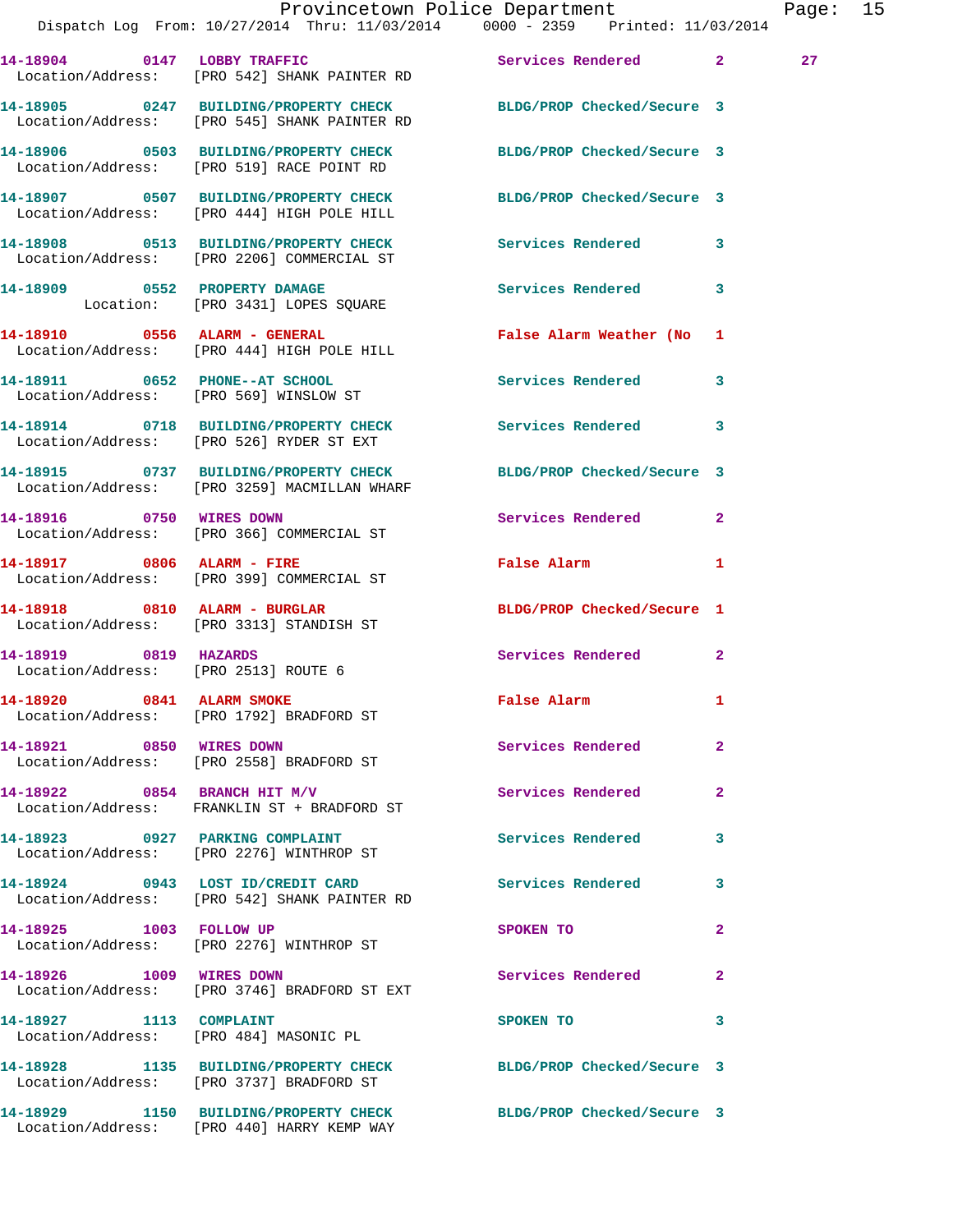14-18904 0147 LOBBY TRAFFIC Services Rendered 2 27
Location/Address: [PRO 542] SHANK PAINTER RD

14-18905 0247 BUILDING/PROPERTY CHECK BLDG/PROP Checked/Secure 3
Location/Address: [PRO 545] SHANK PAINTER RD

14-18906 0503 BUILDING/PROPERTY CHECK BLDG/PROP Checked/Secure 3
Location/Address: [PRO 519] RACE POINT RD

14-18907 0507 BUILDING/PROPERTY CHECK BLDG/PROP Checked/Secure 3
Location/Address: [PRO 444] HIGH POLE HILL

14-18908 0513 BUILDING/PROPERTY CHECK Services Rendered 3
Location/Address: [PRO 2206] COMMERCIAL ST

14-18909 0552 PROPERTY DAMAGE Services Rendered 3
Location: [PRO 3431] LOPES SQUARE

14-18910 0556 ALARM - GENERAL False Alarm Weather (No 1
Location/Address: [PRO 444] HIGH POLE HILL

14-18911 0652 PHONE--AT SCHOOL Services Rendered 3
Location/Address: [PRO 569] WINSLOW ST

14-18914 0718 BUILDING/PROPERTY CHECK Services Rendered 3
Location/Address: [PRO 526] RYDER ST EXT

14-18915 0737 BUILDING/PROPERTY CHECK BLDG/PROP Checked/Secure 3
Location/Address: [PRO 3259] MACMILLAN WHARF

14-18916 0750 WIRES DOWN Services Rendered 2
Location/Address: [PRO 366] COMMERCIAL ST

14-18917 0806 ALARM - FIRE False Alarm 1
Location/Address: [PRO 399] COMMERCIAL ST

14-18918 0810 ALARM - BURGLAR BLDG/PROP Checked/Secure 1
Location/Address: [PRO 3313] STANDISH ST

14-18919 0819 HAZARDS Services Rendered 2
Location/Address: [PRO 2513] ROUTE 6

14-18920 0841 ALARM SMOKE False Alarm 1
Location/Address: [PRO 1792] BRADFORD ST

14-18921 0850 WIRES DOWN Services Rendered 2
Location/Address: [PRO 2558] BRADFORD ST

14-18922 0854 BRANCH HIT M/V Services Rendered 2
Location/Address: FRANKLIN ST + BRADFORD ST

14-18923 0927 PARKING COMPLAINT Services Rendered 3
Location/Address: [PRO 2276] WINTHROP ST

14-18924 0943 LOST ID/CREDIT CARD Services Rendered 3
Location/Address: [PRO 542] SHANK PAINTER RD

14-18925 1003 FOLLOW UP SPOKEN TO 2
Location/Address: [PRO 2276] WINTHROP ST

14-18926 1009 WIRES DOWN Services Rendered 2
Location/Address: [PRO 3746] BRADFORD ST EXT

14-18927 1113 COMPLAINT SPOKEN TO 3
Location/Address: [PRO 484] MASONIC PL

14-18928 1135 BUILDING/PROPERTY CHECK BLDG/PROP Checked/Secure 3
Location/Address: [PRO 3737] BRADFORD ST

14-18929 1150 BUILDING/PROPERTY CHECK BLDG/PROP Checked/Secure 3
Location/Address: [PRO 440] HARRY KEMP WAY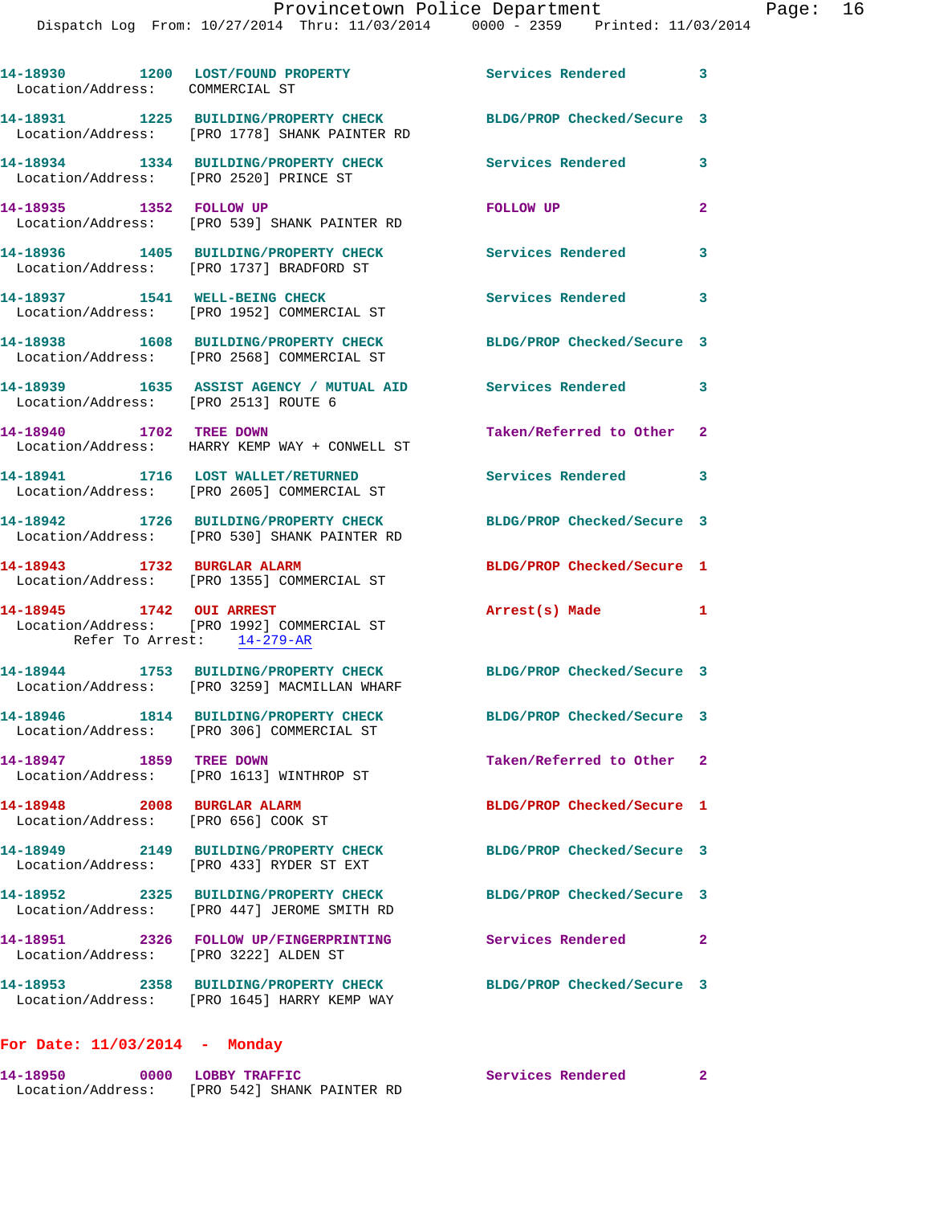14-18930 1200 LOST/FOUND PROPERTY Services Rendered 3
Location/Address: COMMERCIAL ST

14-18931 1225 BUILDING/PROPERTY CHECK BLDG/PROP Checked/Secure 3
Location/Address: [PRO 1778] SHANK PAINTER RD

14-18934 1334 BUILDING/PROPERTY CHECK Services Rendered 3
Location/Address: [PRO 2520] PRINCE ST

14-18935 1352 FOLLOW UP FOLLOW UP 2
Location/Address: [PRO 539] SHANK PAINTER RD

14-18936 1405 BUILDING/PROPERTY CHECK Services Rendered 3
Location/Address: [PRO 1737] BRADFORD ST

14-18937 1541 WELL-BEING CHECK Services Rendered 3
Location/Address: [PRO 1952] COMMERCIAL ST

14-18938 1608 BUILDING/PROPERTY CHECK BLDG/PROP Checked/Secure 3
Location/Address: [PRO 2568] COMMERCIAL ST

14-18939 1635 ASSIST AGENCY / MUTUAL AID Services Rendered 3
Location/Address: [PRO 2513] ROUTE 6

14-18940 1702 TREE DOWN Taken/Referred to Other 2
Location/Address: HARRY KEMP WAY + CONWELL ST

14-18941 1716 LOST WALLET/RETURNED Services Rendered 3
Location/Address: [PRO 2605] COMMERCIAL ST

14-18942 1726 BUILDING/PROPERTY CHECK BLDG/PROP Checked/Secure 3
Location/Address: [PRO 530] SHANK PAINTER RD

14-18943 1732 BURGLAR ALARM BLDG/PROP Checked/Secure 1
Location/Address: [PRO 1355] COMMERCIAL ST

14-18945 1742 OUI ARREST Arrest(s) Made 1
Location/Address: [PRO 1992] COMMERCIAL ST
Refer To Arrest: 14-279-AR

14-18944 1753 BUILDING/PROPERTY CHECK BLDG/PROP Checked/Secure 3
Location/Address: [PRO 3259] MACMILLAN WHARF

14-18946 1814 BUILDING/PROPERTY CHECK BLDG/PROP Checked/Secure 3
Location/Address: [PRO 306] COMMERCIAL ST

14-18947 1859 TREE DOWN Taken/Referred to Other 2
Location/Address: [PRO 1613] WINTHROP ST

14-18948 2008 BURGLAR ALARM BLDG/PROP Checked/Secure 1
Location/Address: [PRO 656] COOK ST

14-18949 2149 BUILDING/PROPERTY CHECK BLDG/PROP Checked/Secure 3
Location/Address: [PRO 433] RYDER ST EXT

14-18952 2325 BUILDING/PROPERTY CHECK BLDG/PROP Checked/Secure 3
Location/Address: [PRO 447] JEROME SMITH RD

14-18951 2326 FOLLOW UP/FINGERPRINTING Services Rendered 2
Location/Address: [PRO 3222] ALDEN ST

14-18953 2358 BUILDING/PROPERTY CHECK BLDG/PROP Checked/Secure 3
Location/Address: [PRO 1645] HARRY KEMP WAY

**For Date: 11/03/2014 - Monday**

14-18950 0000 LOBBY TRAFFIC Services Rendered 2
Location/Address: [PRO 542] SHANK PAINTER RD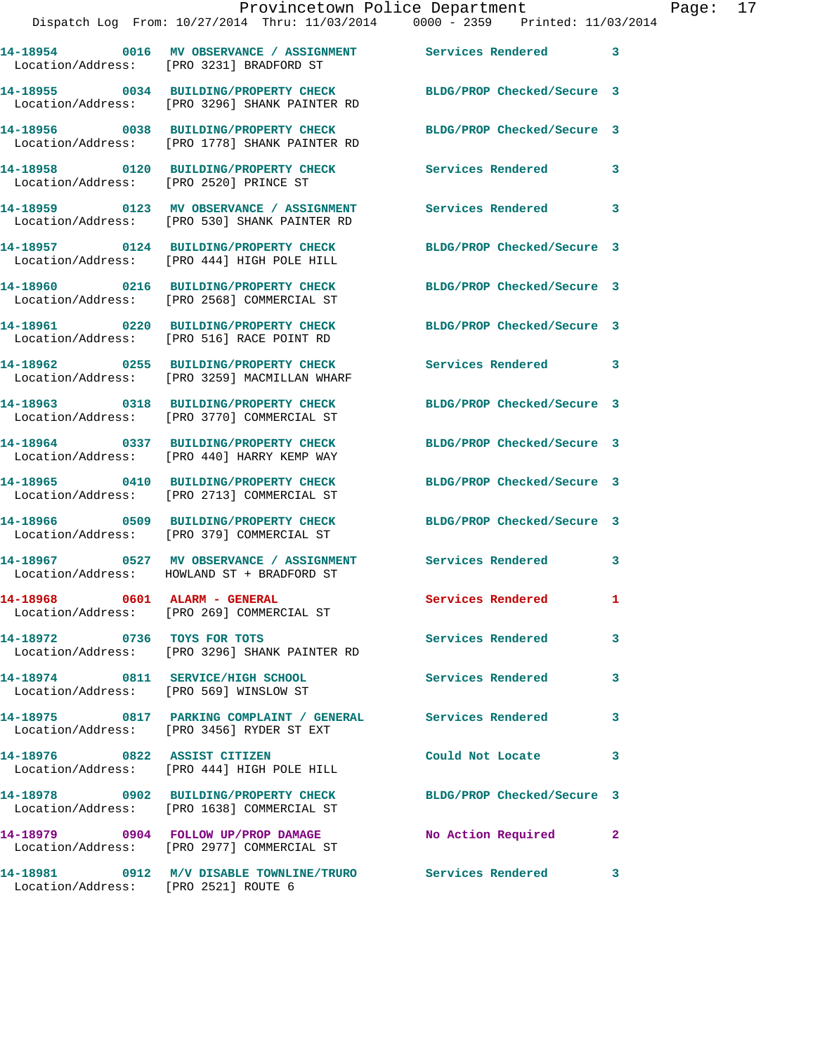14-18954 0016 MV OBSERVANCE / ASSIGNMENT Services Rendered 3
Location/Address: [PRO 3231] BRADFORD ST

14-18955 0034 BUILDING/PROPERTY CHECK BLDG/PROP Checked/Secure 3
Location/Address: [PRO 3296] SHANK PAINTER RD

14-18956 0038 BUILDING/PROPERTY CHECK BLDG/PROP Checked/Secure 3
Location/Address: [PRO 1778] SHANK PAINTER RD

14-18958 0120 BUILDING/PROPERTY CHECK Services Rendered 3
Location/Address: [PRO 2520] PRINCE ST

14-18959 0123 MV OBSERVANCE / ASSIGNMENT Services Rendered 3
Location/Address: [PRO 530] SHANK PAINTER RD

14-18957 0124 BUILDING/PROPERTY CHECK BLDG/PROP Checked/Secure 3
Location/Address: [PRO 444] HIGH POLE HILL

14-18960 0216 BUILDING/PROPERTY CHECK BLDG/PROP Checked/Secure 3
Location/Address: [PRO 2568] COMMERCIAL ST

14-18961 0220 BUILDING/PROPERTY CHECK BLDG/PROP Checked/Secure 3
Location/Address: [PRO 516] RACE POINT RD

14-18962 0255 BUILDING/PROPERTY CHECK Services Rendered 3
Location/Address: [PRO 3259] MACMILLAN WHARF

14-18963 0318 BUILDING/PROPERTY CHECK BLDG/PROP Checked/Secure 3
Location/Address: [PRO 3770] COMMERCIAL ST

14-18964 0337 BUILDING/PROPERTY CHECK BLDG/PROP Checked/Secure 3
Location/Address: [PRO 440] HARRY KEMP WAY

14-18965 0410 BUILDING/PROPERTY CHECK BLDG/PROP Checked/Secure 3
Location/Address: [PRO 2713] COMMERCIAL ST

14-18966 0509 BUILDING/PROPERTY CHECK BLDG/PROP Checked/Secure 3
Location/Address: [PRO 379] COMMERCIAL ST

14-18967 0527 MV OBSERVANCE / ASSIGNMENT Services Rendered 3
Location/Address: HOWLAND ST + BRADFORD ST

14-18968 0601 ALARM - GENERAL Services Rendered 1
Location/Address: [PRO 269] COMMERCIAL ST

14-18972 0736 TOYS FOR TOTS Services Rendered 3
Location/Address: [PRO 3296] SHANK PAINTER RD

14-18974 0811 SERVICE/HIGH SCHOOL Services Rendered 3
Location/Address: [PRO 569] WINSLOW ST

14-18975 0817 PARKING COMPLAINT / GENERAL Services Rendered 3
Location/Address: [PRO 3456] RYDER ST EXT

14-18976 0822 ASSIST CITIZEN Could Not Locate 3
Location/Address: [PRO 444] HIGH POLE HILL

14-18978 0902 BUILDING/PROPERTY CHECK BLDG/PROP Checked/Secure 3
Location/Address: [PRO 1638] COMMERCIAL ST

14-18979 0904 FOLLOW UP/PROP DAMAGE No Action Required 2
Location/Address: [PRO 2977] COMMERCIAL ST

14-18981 0912 M/V DISABLE TOWNLINE/TRURO Services Rendered 3
Location/Address: [PRO 2521] ROUTE 6